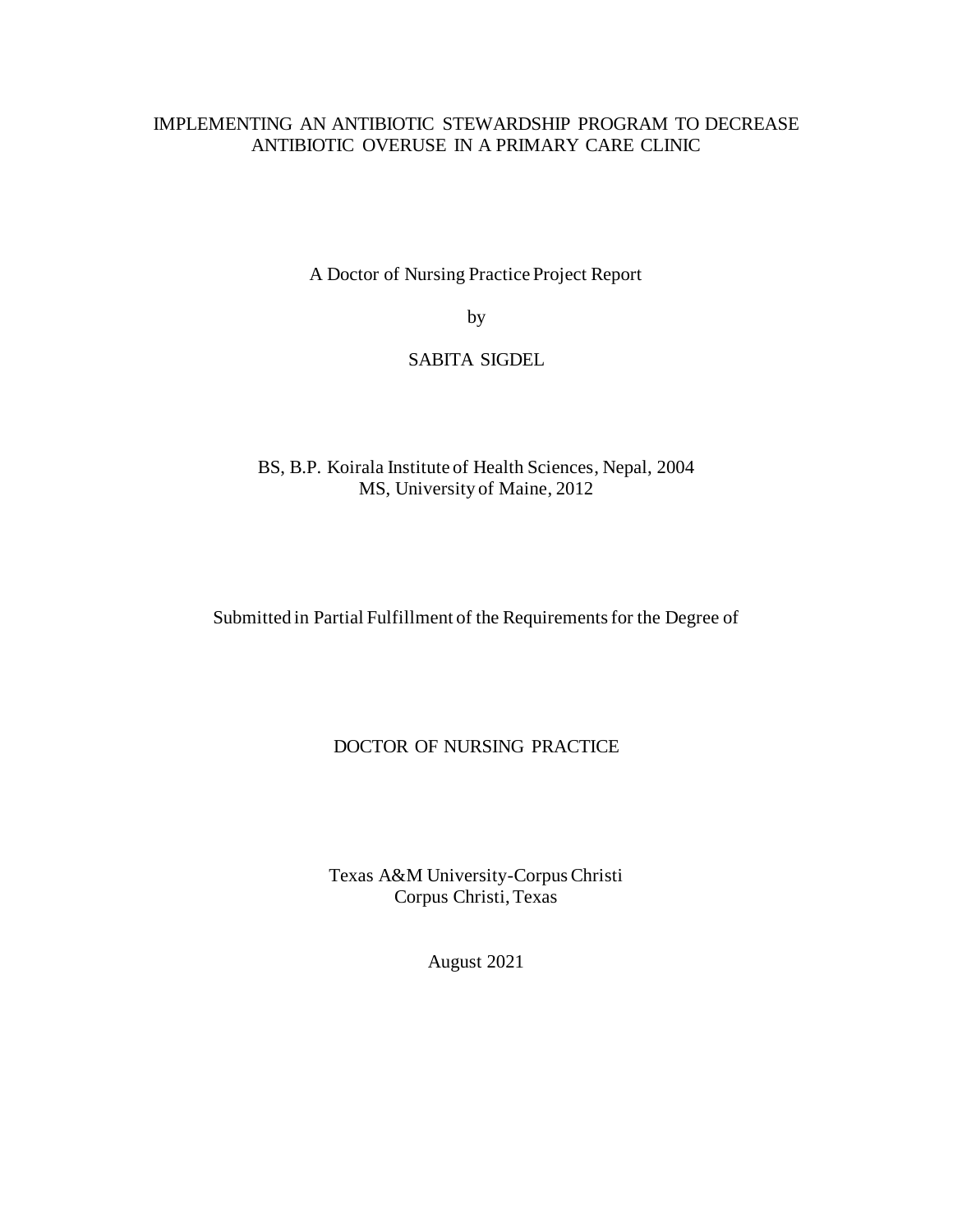# IMPLEMENTING AN ANTIBIOTIC STEWARDSHIP PROGRAM TO DECREASE ANTIBIOTIC OVERUSE IN A PRIMARY CARE CLINIC

A Doctor of Nursing Practice Project Report

by

SABITA SIGDEL

BS, B.P. Koirala Institute of Health Sciences, Nepal, 2004
MS, University of Maine, 2012

Submitted in Partial Fulfillment of the Requirements for the Degree of

DOCTOR OF NURSING PRACTICE

Texas A&M University-Corpus Christi
Corpus Christi, Texas

August 2021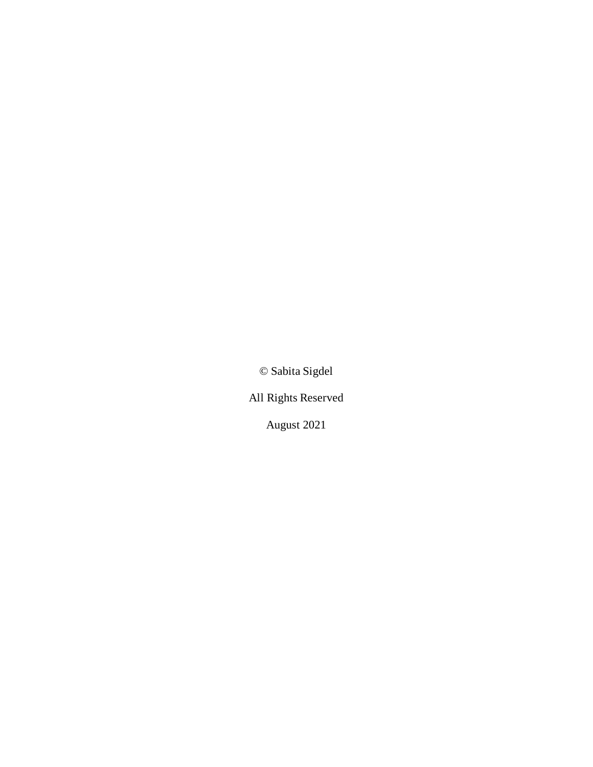© Sabita Sigdel

All Rights Reserved

August 2021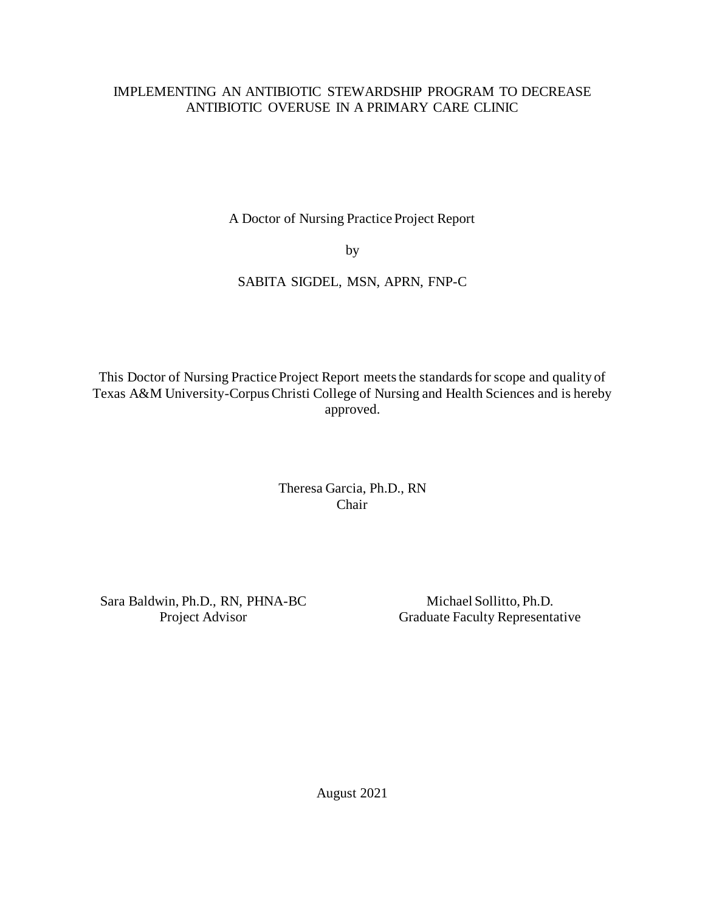IMPLEMENTING AN ANTIBIOTIC STEWARDSHIP PROGRAM TO DECREASE ANTIBIOTIC OVERUSE IN A PRIMARY CARE CLINIC

A Doctor of Nursing Practice Project Report

by

SABITA SIGDEL, MSN, APRN, FNP-C

This Doctor of Nursing Practice Project Report meets the standards for scope and quality of Texas A&M University-Corpus Christi College of Nursing and Health Sciences and is hereby approved.

Theresa Garcia, Ph.D., RN
Chair

Sara Baldwin, Ph.D., RN, PHNA-BC
Project Advisor

Michael Sollitto, Ph.D.
Graduate Faculty Representative

August 2021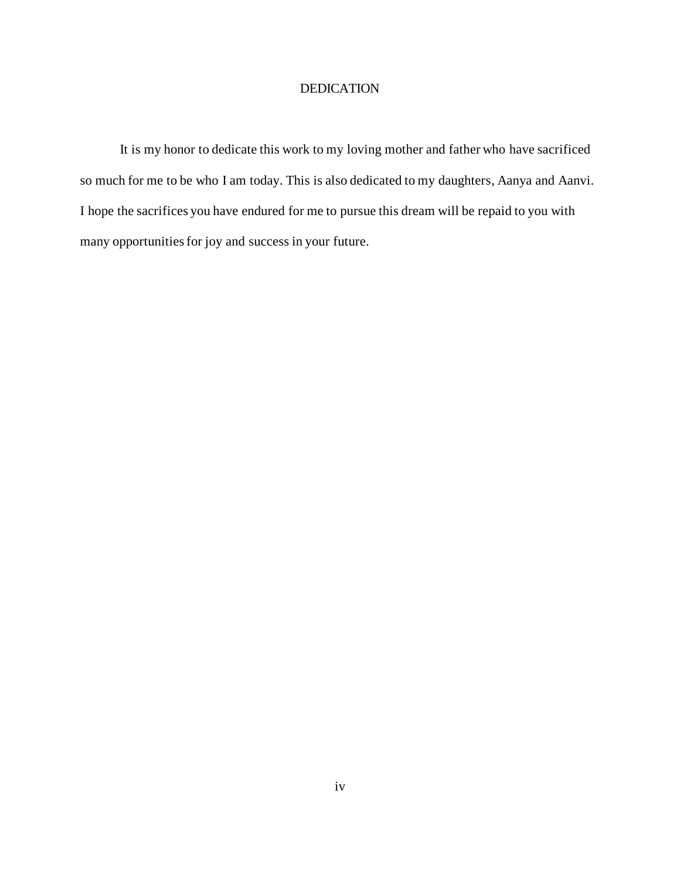# DEDICATION

It is my honor to dedicate this work to my loving mother and father who have sacrificed so much for me to be who I am today. This is also dedicated to my daughters, Aanya and Aanvi. I hope the sacrifices you have endured for me to pursue this dream will be repaid to you with many opportunities for joy and success in your future.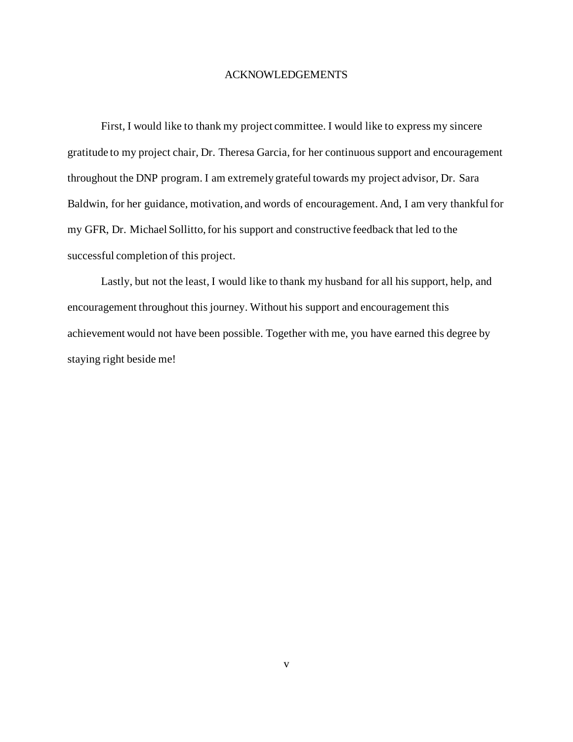# ACKNOWLEDGEMENTS

First, I would like to thank my project committee. I would like to express my sincere gratitude to my project chair, Dr. Theresa Garcia, for her continuous support and encouragement throughout the DNP program. I am extremely grateful towards my project advisor, Dr. Sara Baldwin, for her guidance, motivation, and words of encouragement. And, I am very thankful for my GFR, Dr. Michael Sollitto, for his support and constructive feedback that led to the successful completion of this project.

Lastly, but not the least, I would like to thank my husband for all his support, help, and encouragement throughout this journey. Without his support and encouragement this achievement would not have been possible. Together with me, you have earned this degree by staying right beside me!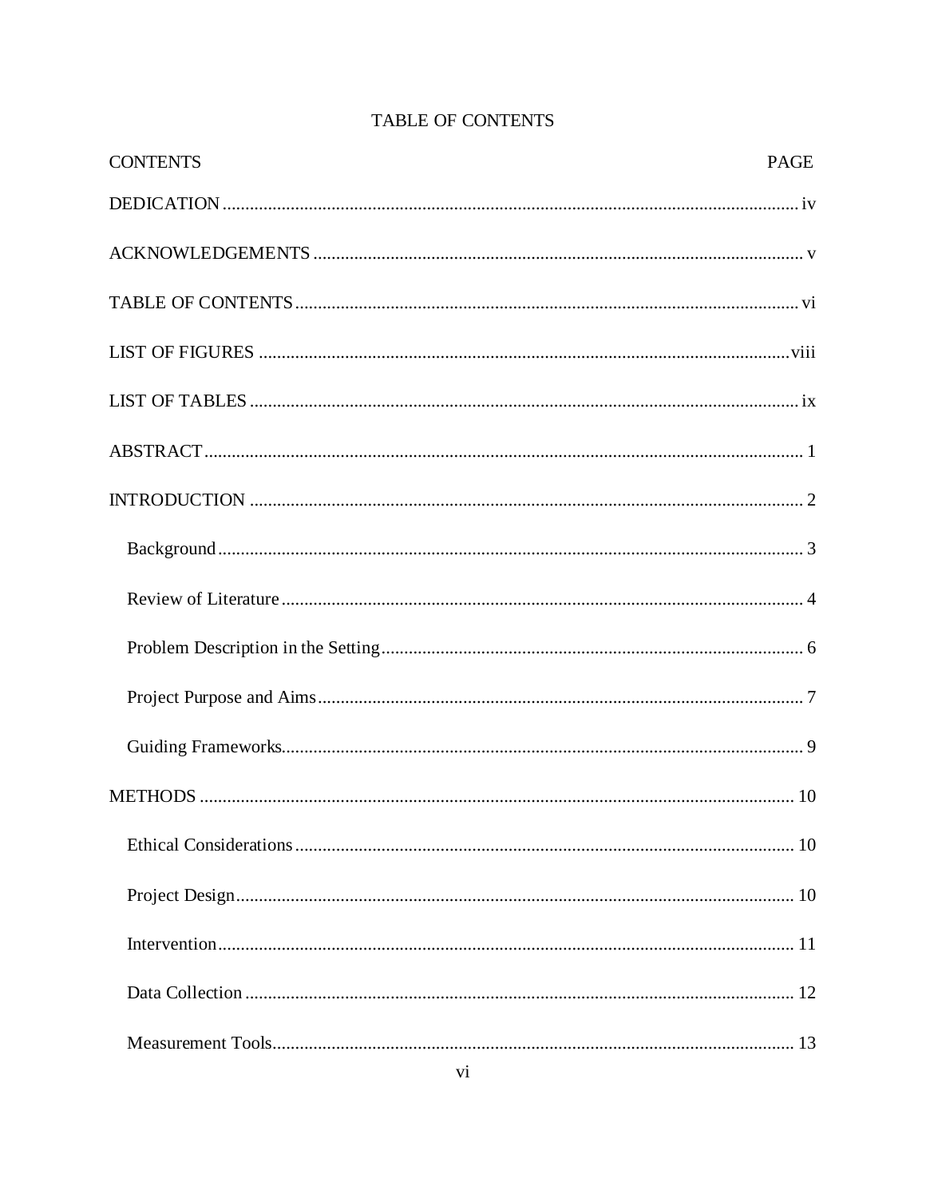# TABLE OF CONTENTS

| CONTENTS | PAGE |
| --- | --- |
| DEDICATION | iv |
| ACKNOWLEDGEMENTS | v |
| TABLE OF CONTENTS | vi |
| LIST OF FIGURES | viii |
| LIST OF TABLES | ix |
| ABSTRACT | 1 |
| INTRODUCTION | 2 |
| Background | 3 |
| Review of Literature | 4 |
| Problem Description in the Setting | 6 |
| Project Purpose and Aims | 7 |
| Guiding Frameworks | 9 |
| METHODS | 10 |
| Ethical Considerations | 10 |
| Project Design | 10 |
| Intervention | 11 |
| Data Collection | 12 |
| Measurement Tools | 13 |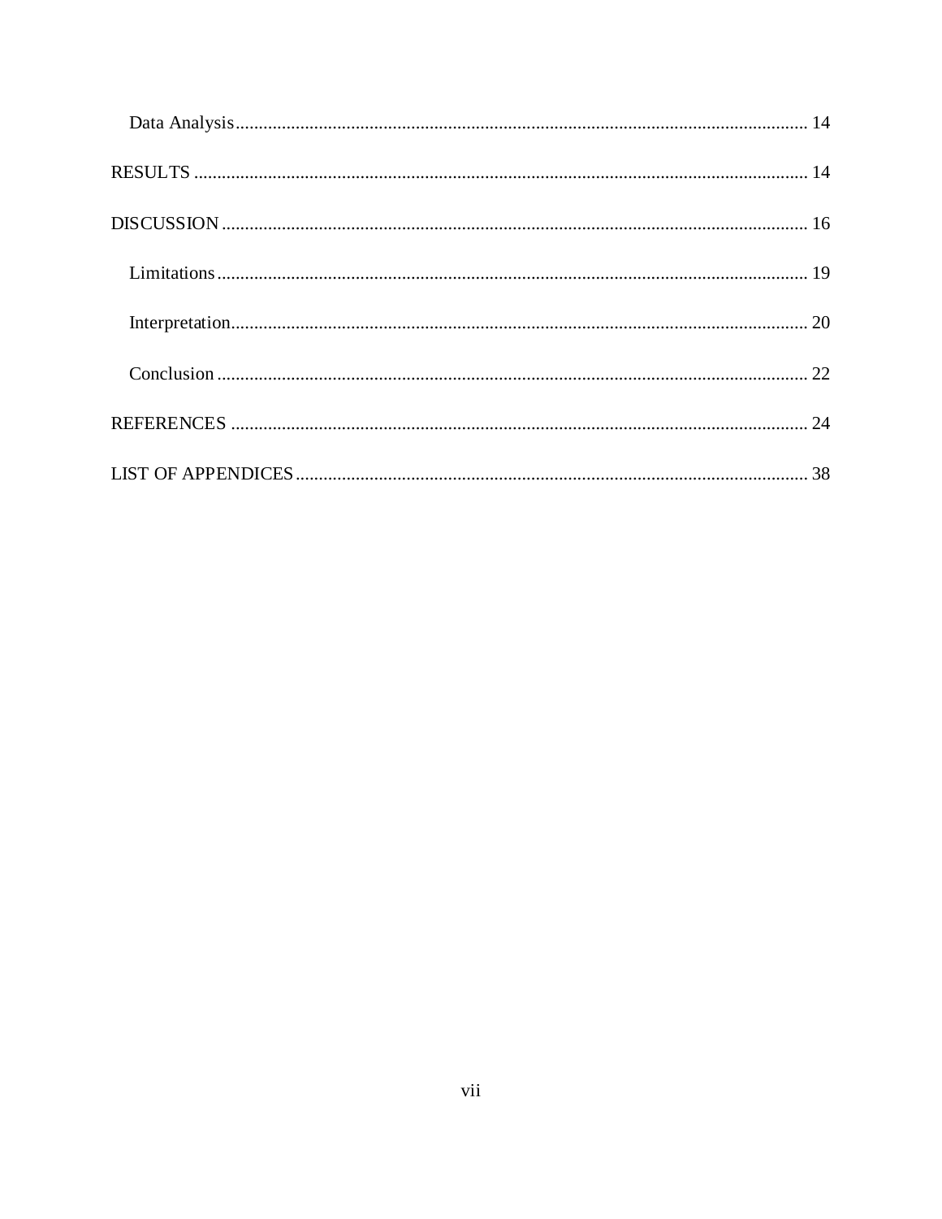Data Analysis .......... 14

RESULTS .......... 14

DISCUSSION .......... 16

Limitations .......... 19

Interpretation .......... 20

Conclusion .......... 22

REFERENCES .......... 24

LIST OF APPENDICES .......... 38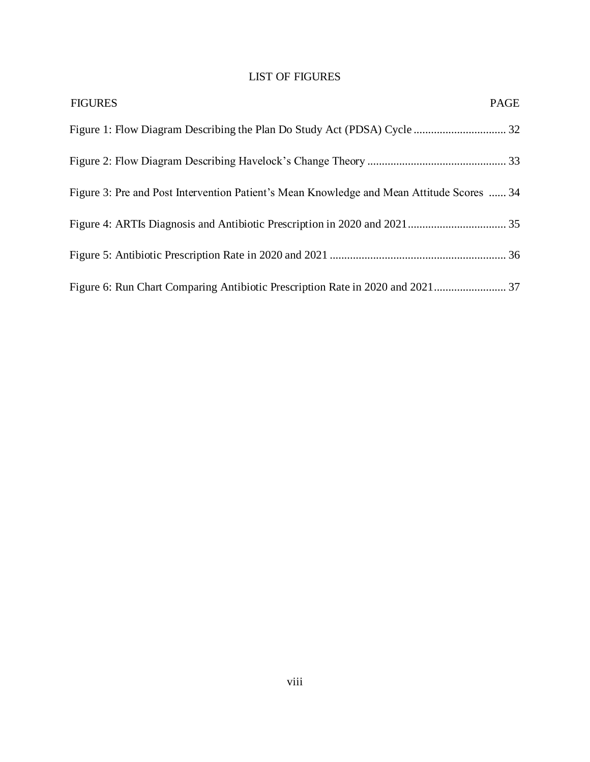# LIST OF FIGURES

| FIGURES | PAGE |
|---|---|
| Figure 1: Flow Diagram Describing the Plan Do Study Act (PDSA) Cycle | 32 |
| Figure 2: Flow Diagram Describing Havelock's Change Theory | 33 |
| Figure 3: Pre and Post Intervention Patient's Mean Knowledge and Mean Attitude Scores | 34 |
| Figure 4: ARTIs Diagnosis and Antibiotic Prescription in 2020 and 2021 | 35 |
| Figure 5: Antibiotic Prescription Rate in 2020 and 2021 | 36 |
| Figure 6: Run Chart Comparing Antibiotic Prescription Rate in 2020 and 2021 | 37 |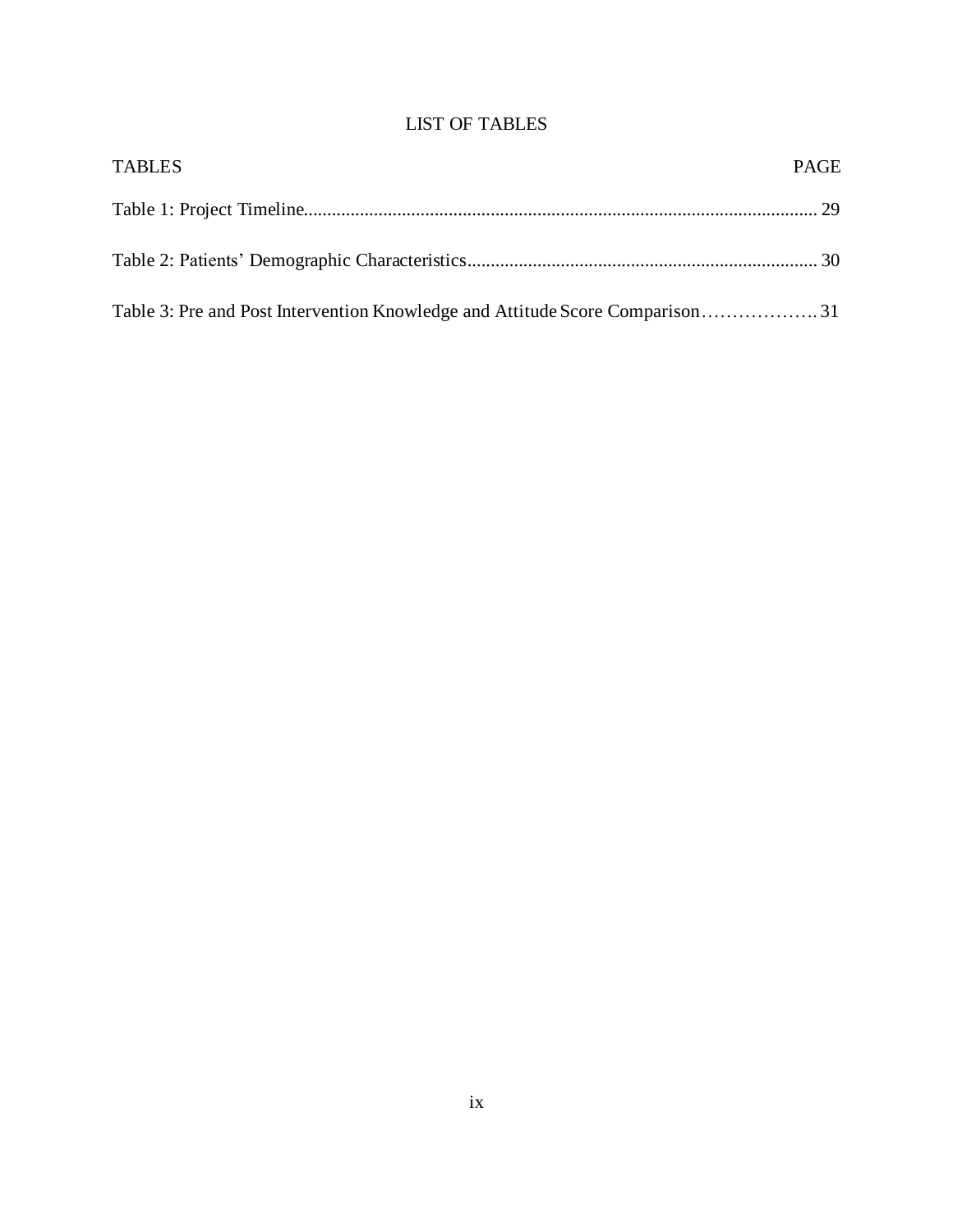# LIST OF TABLES

| TABLES | PAGE |
|---|---|
| Table 1: Project Timeline | 29 |
| Table 2: Patients' Demographic Characteristics | 30 |
| Table 3: Pre and Post Intervention Knowledge and Attitude Score Comparison | 31 |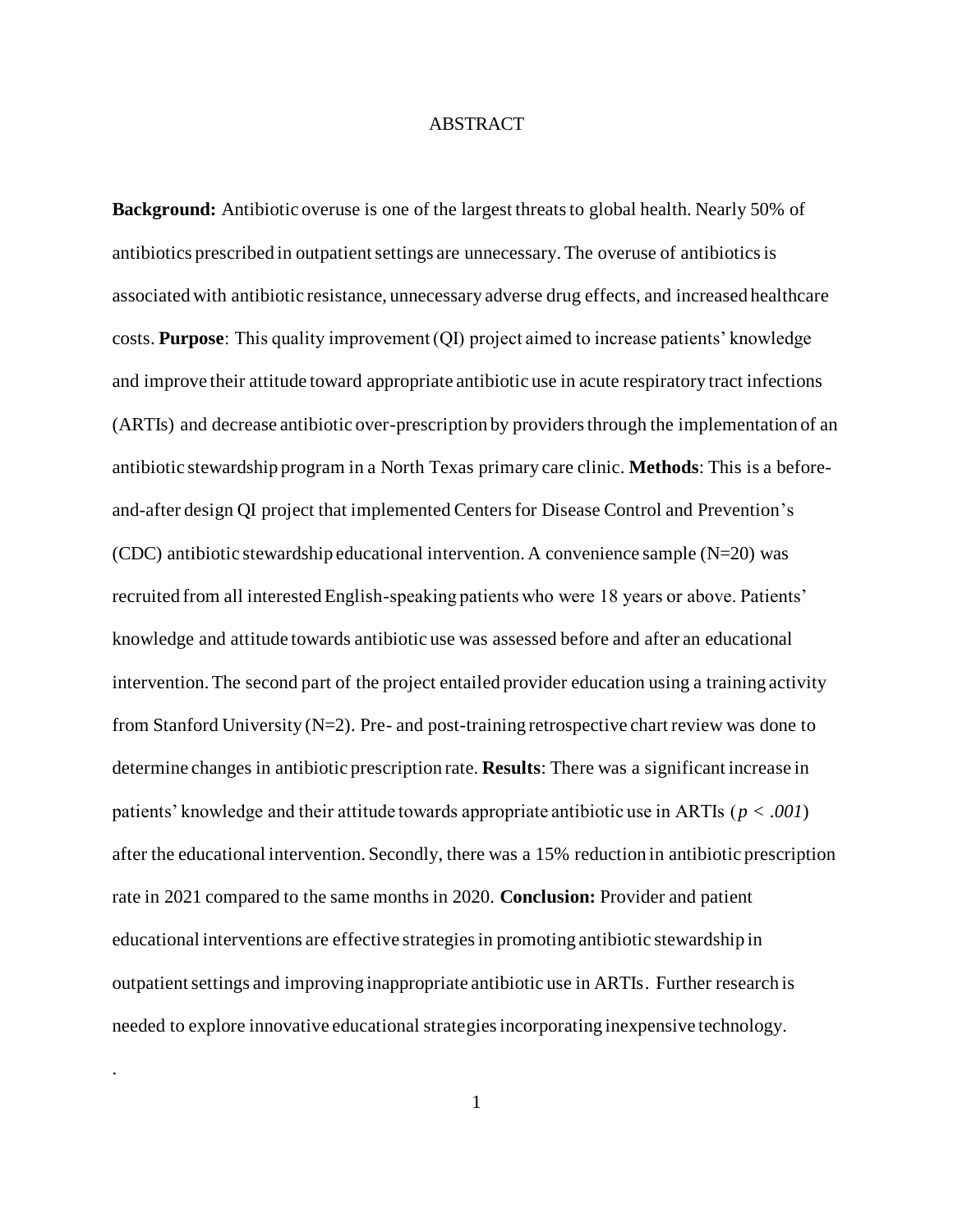# ABSTRACT

**Background:** Antibiotic overuse is one of the largest threats to global health. Nearly 50% of antibiotics prescribed in outpatient settings are unnecessary. The overuse of antibiotics is associated with antibiotic resistance, unnecessary adverse drug effects, and increased healthcare costs. **Purpose**: This quality improvement (QI) project aimed to increase patients' knowledge and improve their attitude toward appropriate antibiotic use in acute respiratory tract infections (ARTIs) and decrease antibiotic over-prescription by providers through the implementation of an antibiotic stewardship program in a North Texas primary care clinic. **Methods**: This is a before-and-after design QI project that implemented Centers for Disease Control and Prevention's (CDC) antibiotic stewardship educational intervention. A convenience sample (N=20) was recruited from all interested English-speaking patients who were 18 years or above. Patients' knowledge and attitude towards antibiotic use was assessed before and after an educational intervention. The second part of the project entailed provider education using a training activity from Stanford University (N=2). Pre- and post-training retrospective chart review was done to determine changes in antibiotic prescription rate. **Results**: There was a significant increase in patients' knowledge and their attitude towards appropriate antibiotic use in ARTIs ($p < .001$) after the educational intervention. Secondly, there was a 15% reduction in antibiotic prescription rate in 2021 compared to the same months in 2020. **Conclusion:** Provider and patient educational interventions are effective strategies in promoting antibiotic stewardship in outpatient settings and improving inappropriate antibiotic use in ARTIs. Further research is needed to explore innovative educational strategies incorporating inexpensive technology.

.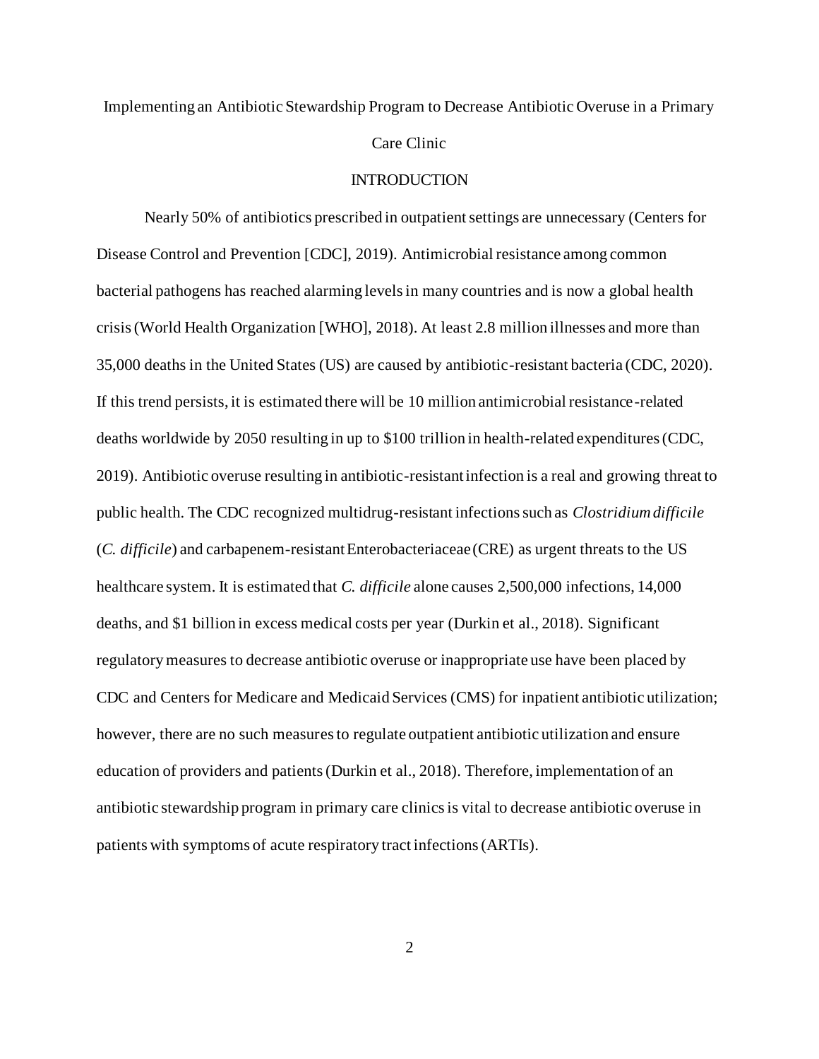# Implementing an Antibiotic Stewardship Program to Decrease Antibiotic Overuse in a Primary Care Clinic

## INTRODUCTION

Nearly 50% of antibiotics prescribed in outpatient settings are unnecessary (Centers for Disease Control and Prevention [CDC], 2019). Antimicrobial resistance among common bacterial pathogens has reached alarming levels in many countries and is now a global health crisis (World Health Organization [WHO], 2018). At least 2.8 million illnesses and more than 35,000 deaths in the United States (US) are caused by antibiotic-resistant bacteria (CDC, 2020). If this trend persists, it is estimated there will be 10 million antimicrobial resistance-related deaths worldwide by 2050 resulting in up to $100 trillion in health-related expenditures (CDC, 2019). Antibiotic overuse resulting in antibiotic-resistant infection is a real and growing threat to public health. The CDC recognized multidrug-resistant infections such as *Clostridium difficile* (*C. difficile*) and carbapenem-resistant Enterobacteriaceae (CRE) as urgent threats to the US healthcare system. It is estimated that *C. difficile* alone causes 2,500,000 infections, 14,000 deaths, and $1 billion in excess medical costs per year (Durkin et al., 2018). Significant regulatory measures to decrease antibiotic overuse or inappropriate use have been placed by CDC and Centers for Medicare and Medicaid Services (CMS) for inpatient antibiotic utilization; however, there are no such measures to regulate outpatient antibiotic utilization and ensure education of providers and patients (Durkin et al., 2018). Therefore, implementation of an antibiotic stewardship program in primary care clinics is vital to decrease antibiotic overuse in patients with symptoms of acute respiratory tract infections (ARTIs).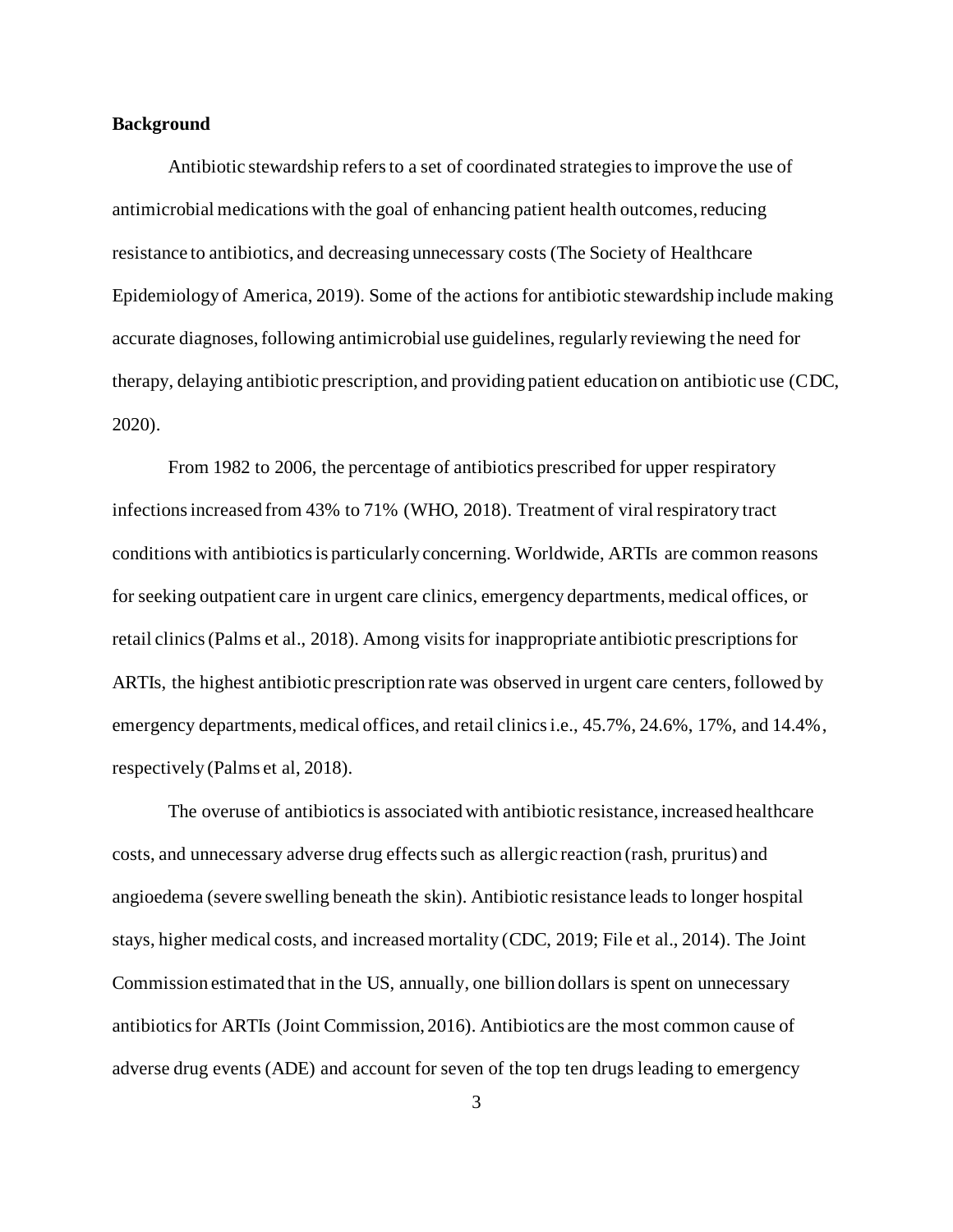**Background**

Antibiotic stewardship refers to a set of coordinated strategies to improve the use of antimicrobial medications with the goal of enhancing patient health outcomes, reducing resistance to antibiotics, and decreasing unnecessary costs (The Society of Healthcare Epidemiology of America, 2019). Some of the actions for antibiotic stewardship include making accurate diagnoses, following antimicrobial use guidelines, regularly reviewing the need for therapy, delaying antibiotic prescription, and providing patient education on antibiotic use (CDC, 2020).

From 1982 to 2006, the percentage of antibiotics prescribed for upper respiratory infections increased from 43% to 71% (WHO, 2018). Treatment of viral respiratory tract conditions with antibiotics is particularly concerning. Worldwide, ARTIs are common reasons for seeking outpatient care in urgent care clinics, emergency departments, medical offices, or retail clinics (Palms et al., 2018). Among visits for inappropriate antibiotic prescriptions for ARTIs, the highest antibiotic prescription rate was observed in urgent care centers, followed by emergency departments, medical offices, and retail clinics i.e., 45.7%, 24.6%, 17%, and 14.4%, respectively (Palms et al, 2018).

The overuse of antibiotics is associated with antibiotic resistance, increased healthcare costs, and unnecessary adverse drug effects such as allergic reaction (rash, pruritus) and angioedema (severe swelling beneath the skin). Antibiotic resistance leads to longer hospital stays, higher medical costs, and increased mortality (CDC, 2019; File et al., 2014). The Joint Commission estimated that in the US, annually, one billion dollars is spent on unnecessary antibiotics for ARTIs (Joint Commission, 2016). Antibiotics are the most common cause of adverse drug events (ADE) and account for seven of the top ten drugs leading to emergency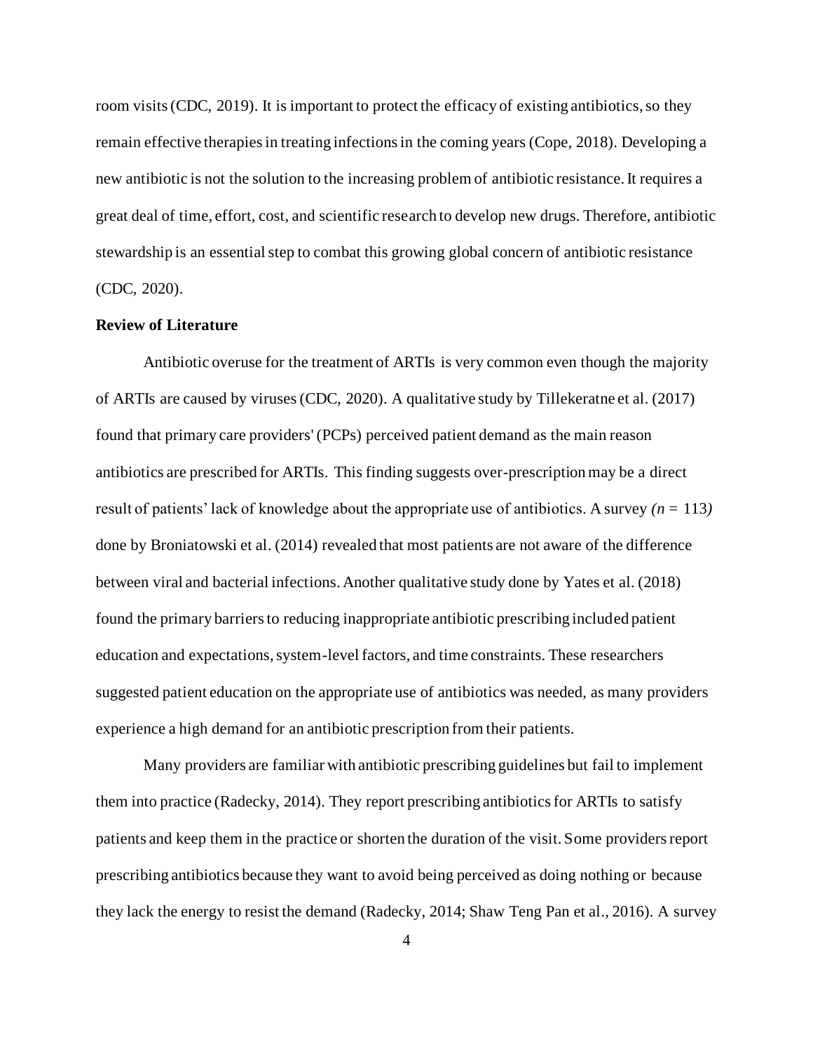room visits (CDC, 2019). It is important to protect the efficacy of existing antibiotics, so they remain effective therapies in treating infections in the coming years (Cope, 2018). Developing a new antibiotic is not the solution to the increasing problem of antibiotic resistance. It requires a great deal of time, effort, cost, and scientific research to develop new drugs. Therefore, antibiotic stewardship is an essential step to combat this growing global concern of antibiotic resistance (CDC, 2020).

**Review of Literature**

Antibiotic overuse for the treatment of ARTIs is very common even though the majority of ARTIs are caused by viruses (CDC, 2020). A qualitative study by Tillekeratne et al. (2017) found that primary care providers' (PCPs) perceived patient demand as the main reason antibiotics are prescribed for ARTIs. This finding suggests over-prescription may be a direct result of patients' lack of knowledge about the appropriate use of antibiotics. A survey *(n =* 113*)* done by Broniatowski et al. (2014) revealed that most patients are not aware of the difference between viral and bacterial infections. Another qualitative study done by Yates et al. (2018) found the primary barriers to reducing inappropriate antibiotic prescribing included patient education and expectations, system-level factors, and time constraints. These researchers suggested patient education on the appropriate use of antibiotics was needed, as many providers experience a high demand for an antibiotic prescription from their patients.

Many providers are familiar with antibiotic prescribing guidelines but fail to implement them into practice (Radecky, 2014). They report prescribing antibiotics for ARTIs to satisfy patients and keep them in the practice or shorten the duration of the visit. Some providers report prescribing antibiotics because they want to avoid being perceived as doing nothing or because they lack the energy to resist the demand (Radecky, 2014; Shaw Teng Pan et al., 2016). A survey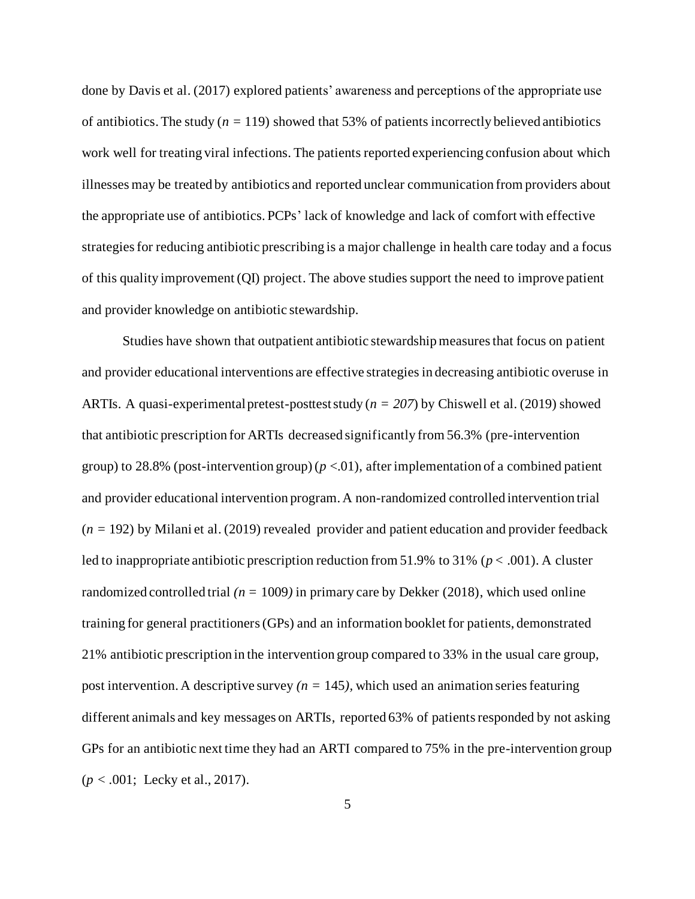done by Davis et al. (2017) explored patients' awareness and perceptions of the appropriate use of antibiotics. The study ($n$ = 119) showed that 53% of patients incorrectly believed antibiotics work well for treating viral infections. The patients reported experiencing confusion about which illnesses may be treated by antibiotics and reported unclear communication from providers about the appropriate use of antibiotics. PCPs' lack of knowledge and lack of comfort with effective strategies for reducing antibiotic prescribing is a major challenge in health care today and a focus of this quality improvement (QI) project. The above studies support the need to improve patient and provider knowledge on antibiotic stewardship.

Studies have shown that outpatient antibiotic stewardship measures that focus on patient and provider educational interventions are effective strategies in decreasing antibiotic overuse in ARTIs. A quasi-experimental pretest-posttest study ($n = 207$) by Chiswell et al. (2019) showed that antibiotic prescription for ARTIs decreased significantly from 56.3% (pre-intervention group) to 28.8% (post-intervention group) ($p$ <.01), after implementation of a combined patient and provider educational intervention program. A non-randomized controlled intervention trial ($n$ = 192) by Milani et al. (2019) revealed provider and patient education and provider feedback led to inappropriate antibiotic prescription reduction from 51.9% to 31% ($p$ < .001). A cluster randomized controlled trial *($n$ = 1009)* in primary care by Dekker (2018), which used online training for general practitioners (GPs) and an information booklet for patients, demonstrated 21% antibiotic prescription in the intervention group compared to 33% in the usual care group, post intervention. A descriptive survey *($n$ = 145)*, which used an animation series featuring different animals and key messages on ARTIs, reported 63% of patients responded by not asking GPs for an antibiotic next time they had an ARTI compared to 75% in the pre-intervention group ($p$ < .001; Lecky et al., 2017).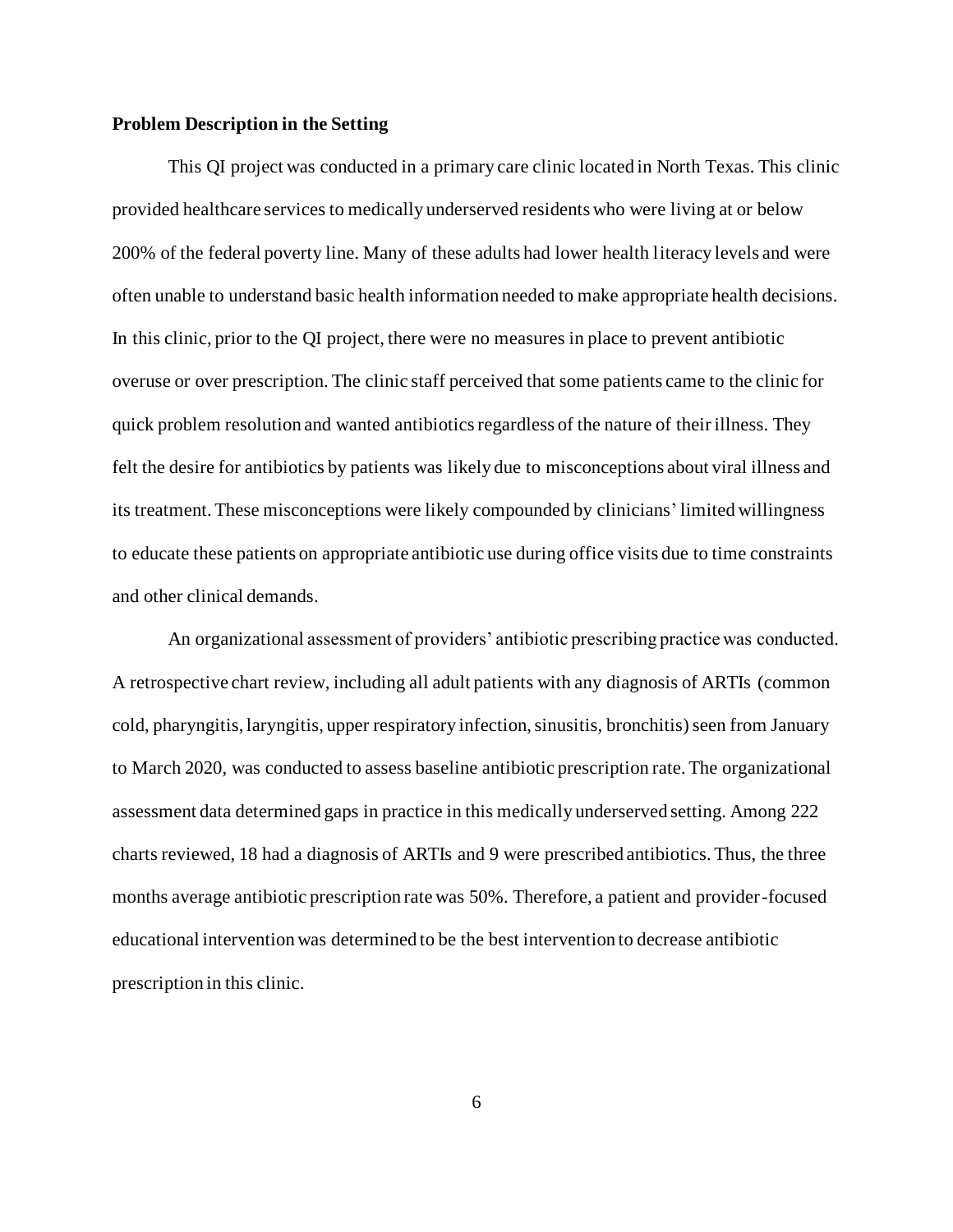**Problem Description in the Setting**

This QI project was conducted in a primary care clinic located in North Texas. This clinic provided healthcare services to medically underserved residents who were living at or below 200% of the federal poverty line. Many of these adults had lower health literacy levels and were often unable to understand basic health information needed to make appropriate health decisions. In this clinic, prior to the QI project, there were no measures in place to prevent antibiotic overuse or over prescription. The clinic staff perceived that some patients came to the clinic for quick problem resolution and wanted antibiotics regardless of the nature of their illness. They felt the desire for antibiotics by patients was likely due to misconceptions about viral illness and its treatment. These misconceptions were likely compounded by clinicians' limited willingness to educate these patients on appropriate antibiotic use during office visits due to time constraints and other clinical demands.

An organizational assessment of providers' antibiotic prescribing practice was conducted. A retrospective chart review, including all adult patients with any diagnosis of ARTIs (common cold, pharyngitis, laryngitis, upper respiratory infection, sinusitis, bronchitis) seen from January to March 2020, was conducted to assess baseline antibiotic prescription rate. The organizational assessment data determined gaps in practice in this medically underserved setting. Among 222 charts reviewed, 18 had a diagnosis of ARTIs and 9 were prescribed antibiotics. Thus, the three months average antibiotic prescription rate was 50%. Therefore, a patient and provider-focused educational intervention was determined to be the best intervention to decrease antibiotic prescription in this clinic.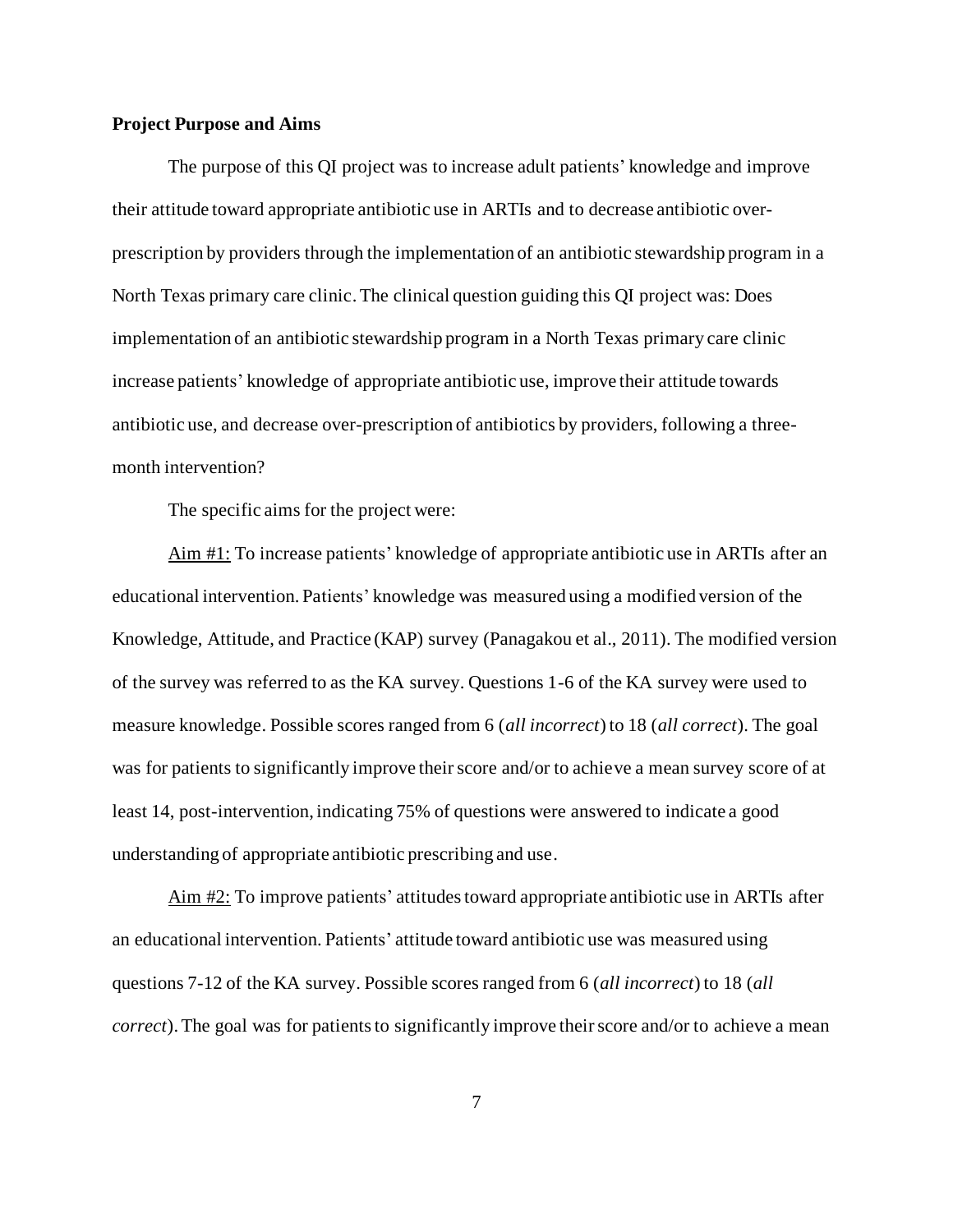**Project Purpose and Aims**

The purpose of this QI project was to increase adult patients' knowledge and improve their attitude toward appropriate antibiotic use in ARTIs and to decrease antibiotic over-prescription by providers through the implementation of an antibiotic stewardship program in a North Texas primary care clinic. The clinical question guiding this QI project was: Does implementation of an antibiotic stewardship program in a North Texas primary care clinic increase patients' knowledge of appropriate antibiotic use, improve their attitude towards antibiotic use, and decrease over-prescription of antibiotics by providers, following a three-month intervention?

The specific aims for the project were:

Aim #1: To increase patients' knowledge of appropriate antibiotic use in ARTIs after an educational intervention. Patients' knowledge was measured using a modified version of the Knowledge, Attitude, and Practice (KAP) survey (Panagakou et al., 2011). The modified version of the survey was referred to as the KA survey. Questions 1-6 of the KA survey were used to measure knowledge. Possible scores ranged from 6 (*all incorrect*) to 18 (*all correct*). The goal was for patients to significantly improve their score and/or to achieve a mean survey score of at least 14, post-intervention, indicating 75% of questions were answered to indicate a good understanding of appropriate antibiotic prescribing and use.

Aim #2: To improve patients' attitudes toward appropriate antibiotic use in ARTIs after an educational intervention. Patients' attitude toward antibiotic use was measured using questions 7-12 of the KA survey. Possible scores ranged from 6 (*all incorrect*) to 18 (*all correct*). The goal was for patients to significantly improve their score and/or to achieve a mean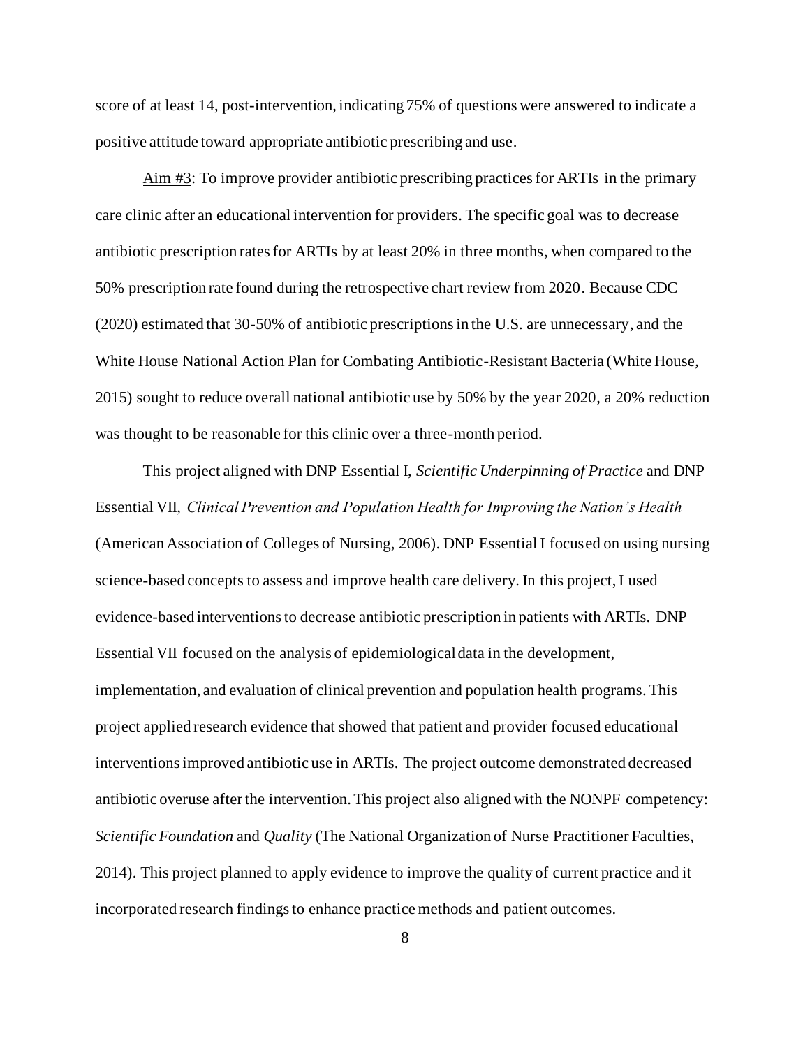score of at least 14, post-intervention, indicating 75% of questions were answered to indicate a positive attitude toward appropriate antibiotic prescribing and use.

Aim #3: To improve provider antibiotic prescribing practices for ARTIs in the primary care clinic after an educational intervention for providers. The specific goal was to decrease antibiotic prescription rates for ARTIs by at least 20% in three months, when compared to the 50% prescription rate found during the retrospective chart review from 2020. Because CDC (2020) estimated that 30-50% of antibiotic prescriptions in the U.S. are unnecessary, and the White House National Action Plan for Combating Antibiotic-Resistant Bacteria (White House, 2015) sought to reduce overall national antibiotic use by 50% by the year 2020, a 20% reduction was thought to be reasonable for this clinic over a three-month period.

This project aligned with DNP Essential I, *Scientific Underpinning of Practice* and DNP Essential VII, *Clinical Prevention and Population Health for Improving the Nation's Health* (American Association of Colleges of Nursing, 2006). DNP Essential I focused on using nursing science-based concepts to assess and improve health care delivery. In this project, I used evidence-based interventions to decrease antibiotic prescription in patients with ARTIs. DNP Essential VII focused on the analysis of epidemiological data in the development, implementation, and evaluation of clinical prevention and population health programs. This project applied research evidence that showed that patient and provider focused educational interventions improved antibiotic use in ARTIs. The project outcome demonstrated decreased antibiotic overuse after the intervention. This project also aligned with the NONPF competency: *Scientific Foundation* and *Quality* (The National Organization of Nurse Practitioner Faculties, 2014). This project planned to apply evidence to improve the quality of current practice and it incorporated research findings to enhance practice methods and patient outcomes.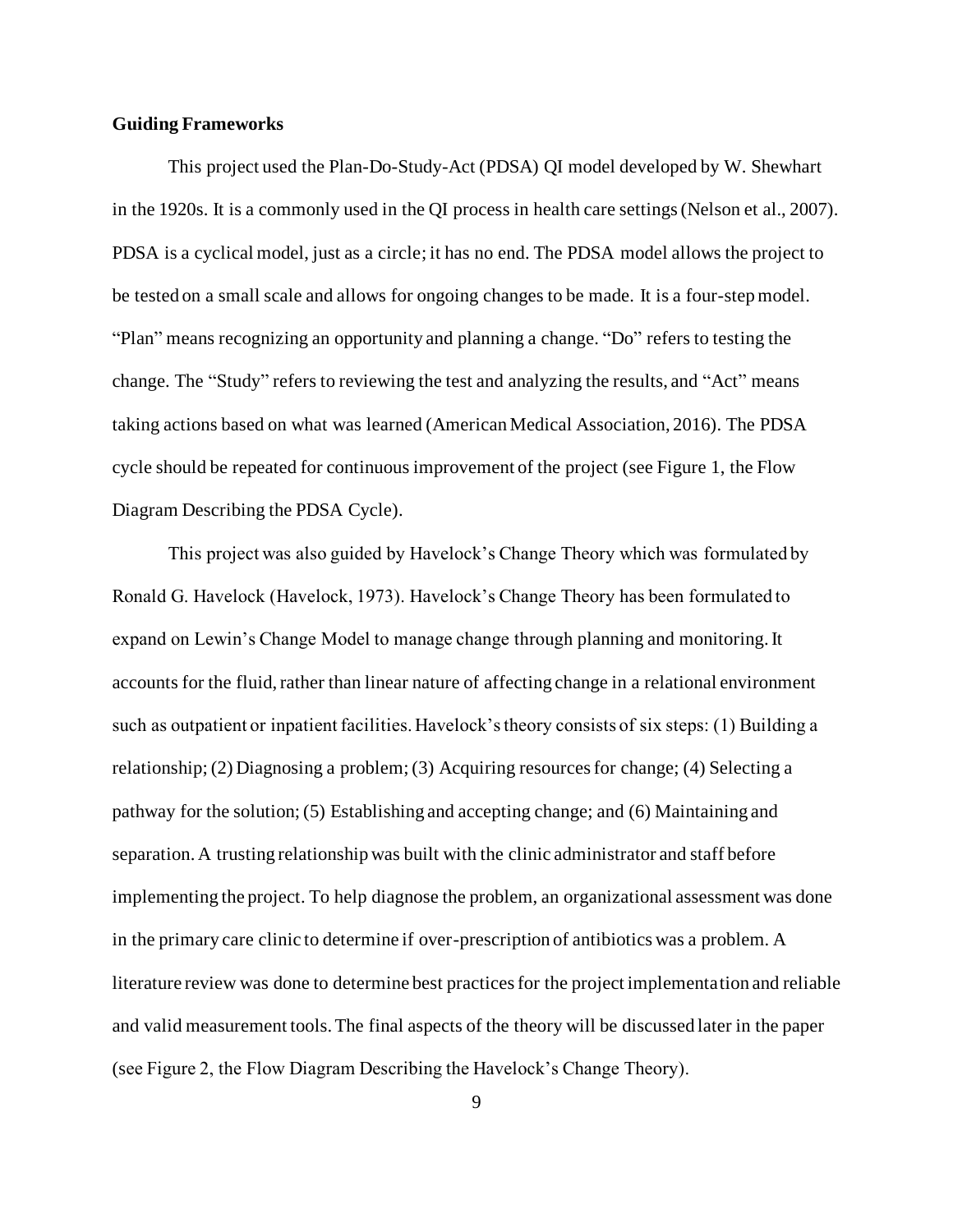**Guiding Frameworks**

This project used the Plan-Do-Study-Act (PDSA) QI model developed by W. Shewhart in the 1920s. It is a commonly used in the QI process in health care settings (Nelson et al., 2007). PDSA is a cyclical model, just as a circle; it has no end. The PDSA model allows the project to be tested on a small scale and allows for ongoing changes to be made. It is a four-step model. "Plan" means recognizing an opportunity and planning a change. "Do" refers to testing the change. The "Study" refers to reviewing the test and analyzing the results, and "Act" means taking actions based on what was learned (American Medical Association, 2016). The PDSA cycle should be repeated for continuous improvement of the project (see Figure 1, the Flow Diagram Describing the PDSA Cycle).

This project was also guided by Havelock's Change Theory which was formulated by Ronald G. Havelock (Havelock, 1973). Havelock's Change Theory has been formulated to expand on Lewin's Change Model to manage change through planning and monitoring. It accounts for the fluid, rather than linear nature of affecting change in a relational environment such as outpatient or inpatient facilities. Havelock's theory consists of six steps: (1) Building a relationship; (2) Diagnosing a problem; (3) Acquiring resources for change; (4) Selecting a pathway for the solution; (5) Establishing and accepting change; and (6) Maintaining and separation. A trusting relationship was built with the clinic administrator and staff before implementing the project. To help diagnose the problem, an organizational assessment was done in the primary care clinic to determine if over-prescription of antibiotics was a problem. A literature review was done to determine best practices for the project implementation and reliable and valid measurement tools. The final aspects of the theory will be discussed later in the paper (see Figure 2, the Flow Diagram Describing the Havelock's Change Theory).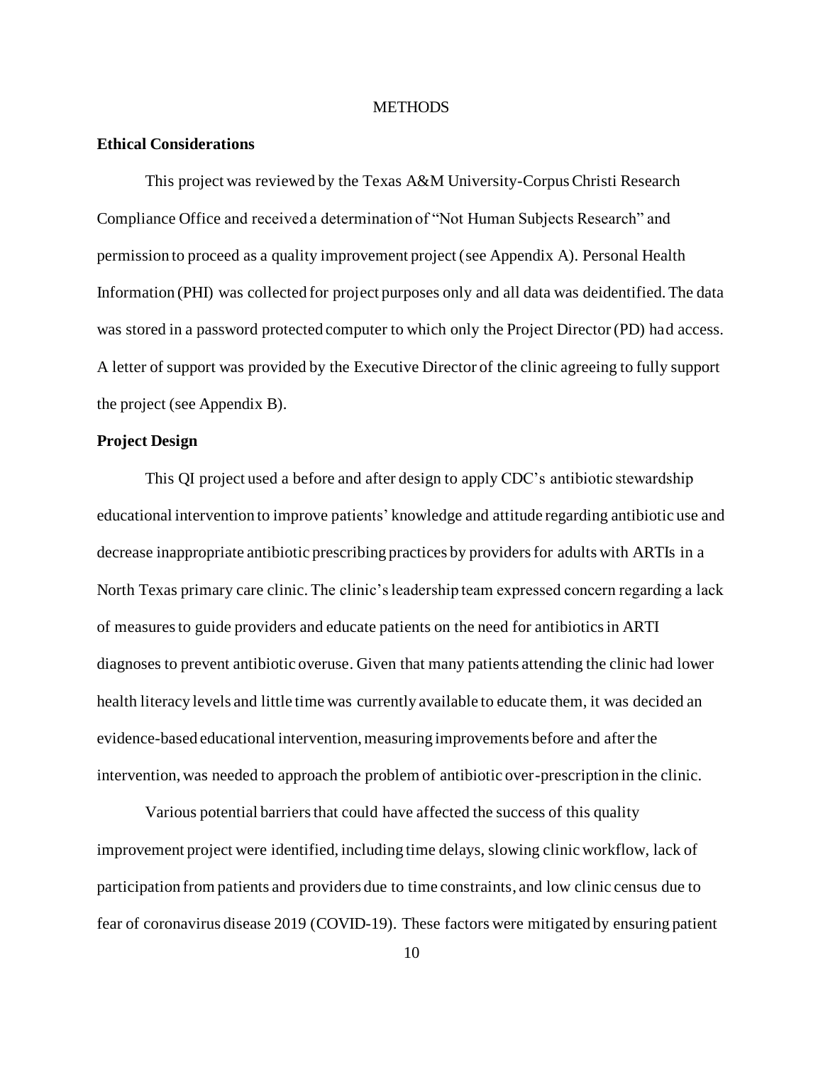# METHODS

## Ethical Considerations

This project was reviewed by the Texas A&M University-Corpus Christi Research Compliance Office and received a determination of "Not Human Subjects Research" and permission to proceed as a quality improvement project (see Appendix A). Personal Health Information (PHI) was collected for project purposes only and all data was deidentified. The data was stored in a password protected computer to which only the Project Director (PD) had access. A letter of support was provided by the Executive Director of the clinic agreeing to fully support the project (see Appendix B).

## Project Design

This QI project used a before and after design to apply CDC's antibiotic stewardship educational intervention to improve patients' knowledge and attitude regarding antibiotic use and decrease inappropriate antibiotic prescribing practices by providers for adults with ARTIs in a North Texas primary care clinic. The clinic's leadership team expressed concern regarding a lack of measures to guide providers and educate patients on the need for antibiotics in ARTI diagnoses to prevent antibiotic overuse. Given that many patients attending the clinic had lower health literacy levels and little time was currently available to educate them, it was decided an evidence-based educational intervention, measuring improvements before and after the intervention, was needed to approach the problem of antibiotic over-prescription in the clinic.

Various potential barriers that could have affected the success of this quality improvement project were identified, including time delays, slowing clinic workflow, lack of participation from patients and providers due to time constraints, and low clinic census due to fear of coronavirus disease 2019 (COVID-19). These factors were mitigated by ensuring patient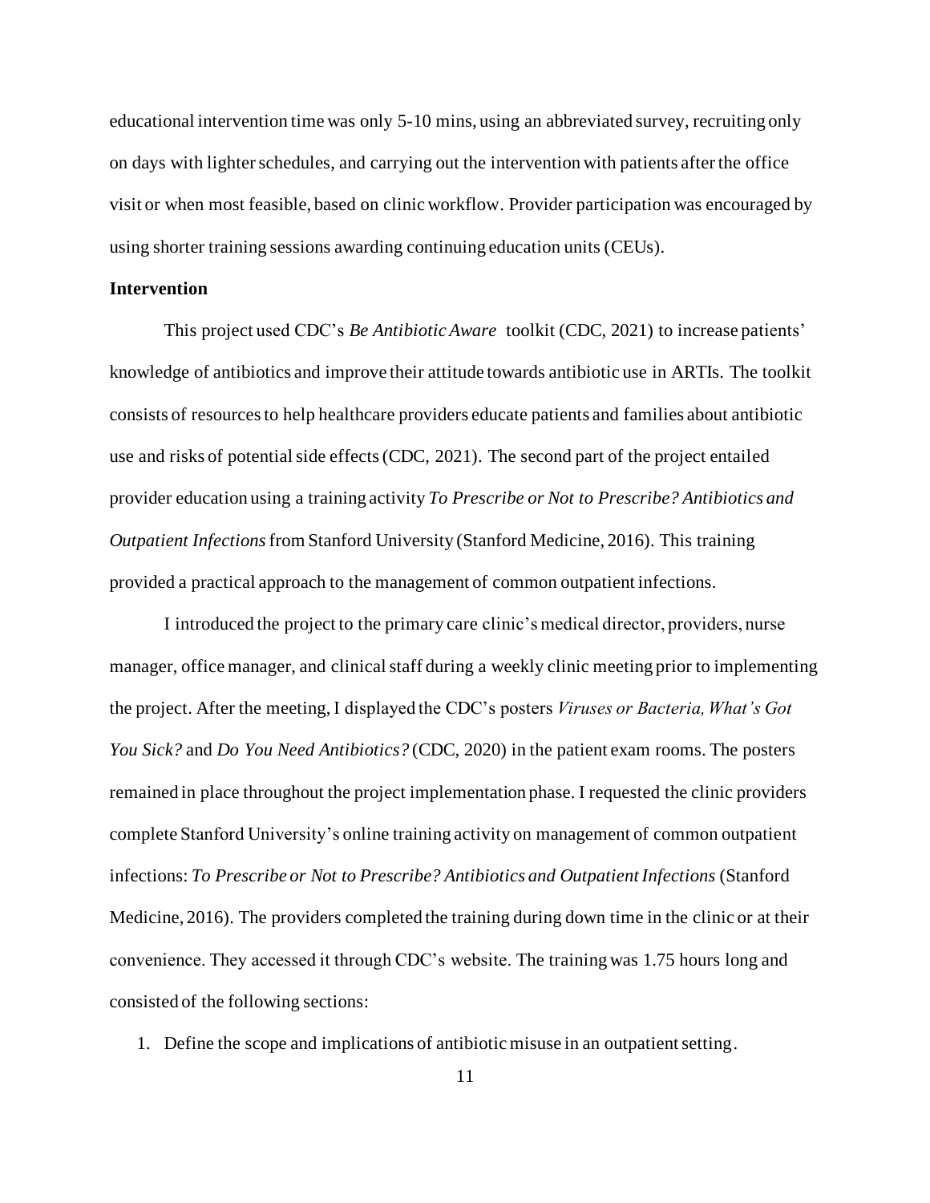educational intervention time was only 5-10 mins, using an abbreviated survey, recruiting only on days with lighter schedules, and carrying out the intervention with patients after the office visit or when most feasible, based on clinic workflow. Provider participation was encouraged by using shorter training sessions awarding continuing education units (CEUs).

**Intervention**

This project used CDC's *Be Antibiotic Aware* toolkit (CDC, 2021) to increase patients' knowledge of antibiotics and improve their attitude towards antibiotic use in ARTIs. The toolkit consists of resources to help healthcare providers educate patients and families about antibiotic use and risks of potential side effects (CDC, 2021). The second part of the project entailed provider education using a training activity *To Prescribe or Not to Prescribe? Antibiotics and Outpatient Infections* from Stanford University (Stanford Medicine, 2016). This training provided a practical approach to the management of common outpatient infections.

I introduced the project to the primary care clinic's medical director, providers, nurse manager, office manager, and clinical staff during a weekly clinic meeting prior to implementing the project. After the meeting, I displayed the CDC's posters *Viruses or Bacteria, What's Got You Sick?* and *Do You Need Antibiotics?* (CDC, 2020) in the patient exam rooms. The posters remained in place throughout the project implementation phase. I requested the clinic providers complete Stanford University's online training activity on management of common outpatient infections: *To Prescribe or Not to Prescribe? Antibiotics and Outpatient Infections* (Stanford Medicine, 2016). The providers completed the training during down time in the clinic or at their convenience. They accessed it through CDC's website. The training was 1.75 hours long and consisted of the following sections:

1. Define the scope and implications of antibiotic misuse in an outpatient setting.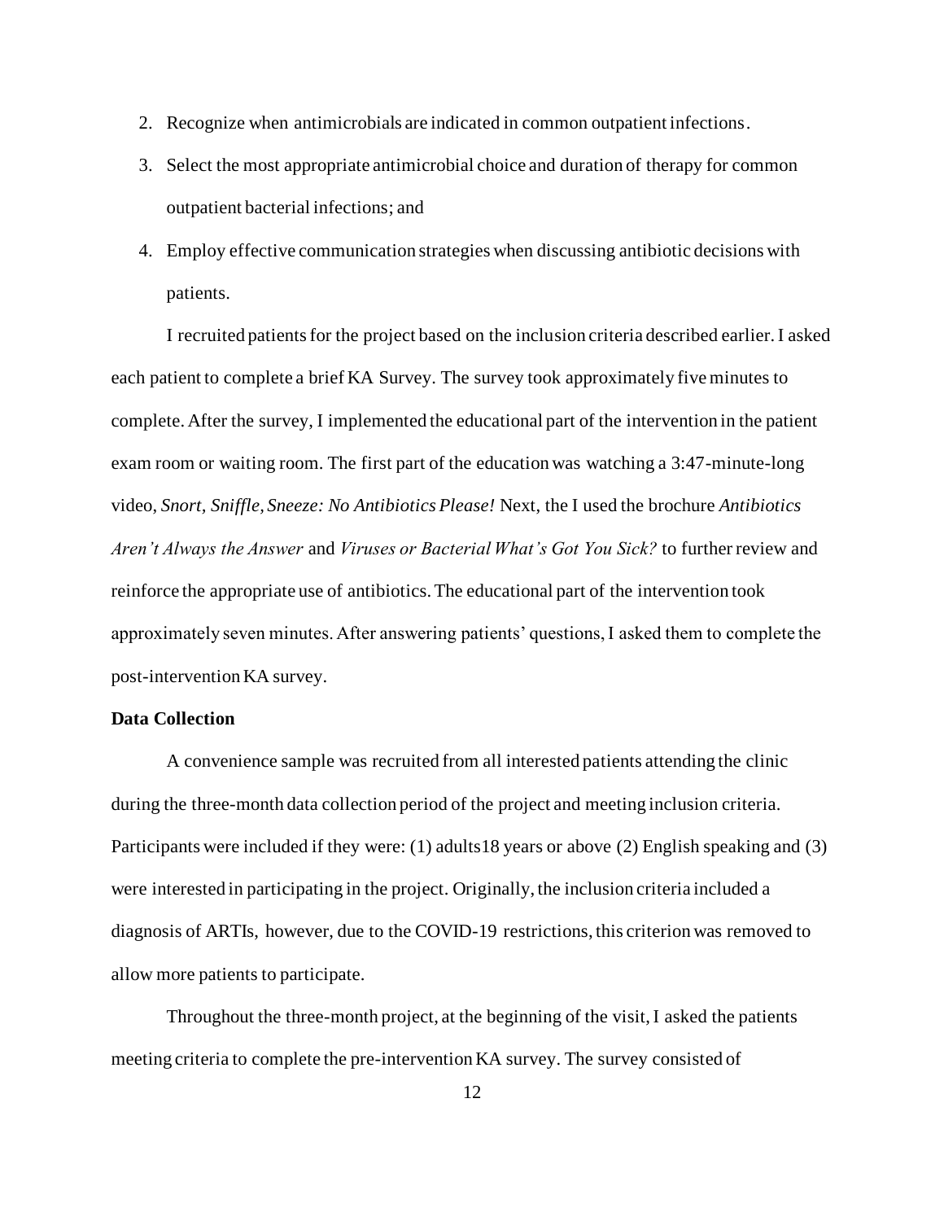2. Recognize when antimicrobials are indicated in common outpatient infections.
3. Select the most appropriate antimicrobial choice and duration of therapy for common outpatient bacterial infections; and
4. Employ effective communication strategies when discussing antibiotic decisions with patients.

I recruited patients for the project based on the inclusion criteria described earlier. I asked each patient to complete a brief KA Survey. The survey took approximately five minutes to complete. After the survey, I implemented the educational part of the intervention in the patient exam room or waiting room. The first part of the education was watching a 3:47-minute-long video, *Snort, Sniffle, Sneeze: No Antibiotics Please!* Next, the I used the brochure *Antibiotics Aren't Always the Answer* and *Viruses or Bacterial What's Got You Sick?* to further review and reinforce the appropriate use of antibiotics. The educational part of the intervention took approximately seven minutes. After answering patients' questions, I asked them to complete the post-intervention KA survey.

**Data Collection**

A convenience sample was recruited from all interested patients attending the clinic during the three-month data collection period of the project and meeting inclusion criteria. Participants were included if they were: (1) adults18 years or above (2) English speaking and (3) were interested in participating in the project. Originally, the inclusion criteria included a diagnosis of ARTIs, however, due to the COVID-19 restrictions, this criterion was removed to allow more patients to participate.

Throughout the three-month project, at the beginning of the visit, I asked the patients meeting criteria to complete the pre-intervention KA survey. The survey consisted of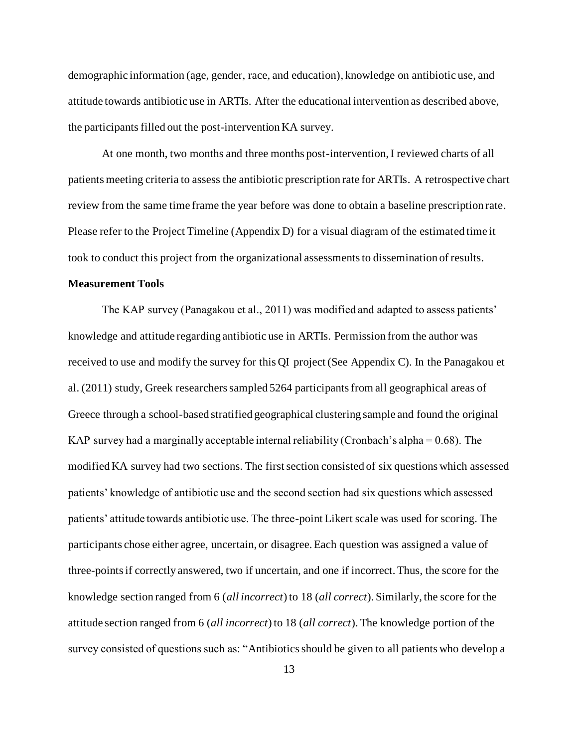demographic information (age, gender, race, and education), knowledge on antibiotic use, and attitude towards antibiotic use in ARTIs. After the educational intervention as described above, the participants filled out the post-intervention KA survey.

At one month, two months and three months post-intervention, I reviewed charts of all patients meeting criteria to assess the antibiotic prescription rate for ARTIs. A retrospective chart review from the same time frame the year before was done to obtain a baseline prescription rate. Please refer to the Project Timeline (Appendix D) for a visual diagram of the estimated time it took to conduct this project from the organizational assessments to dissemination of results.

**Measurement Tools**

The KAP survey (Panagakou et al., 2011) was modified and adapted to assess patients' knowledge and attitude regarding antibiotic use in ARTIs. Permission from the author was received to use and modify the survey for this QI project (See Appendix C). In the Panagakou et al. (2011) study, Greek researchers sampled 5264 participants from all geographical areas of Greece through a school-based stratified geographical clustering sample and found the original KAP survey had a marginally acceptable internal reliability (Cronbach's alpha = 0.68). The modified KA survey had two sections. The first section consisted of six questions which assessed patients' knowledge of antibiotic use and the second section had six questions which assessed patients' attitude towards antibiotic use. The three-point Likert scale was used for scoring. The participants chose either agree, uncertain, or disagree. Each question was assigned a value of three-points if correctly answered, two if uncertain, and one if incorrect. Thus, the score for the knowledge section ranged from 6 (*all incorrect*) to 18 (*all correct*). Similarly, the score for the attitude section ranged from 6 (*all incorrect*) to 18 (*all correct*). The knowledge portion of the survey consisted of questions such as: "Antibiotics should be given to all patients who develop a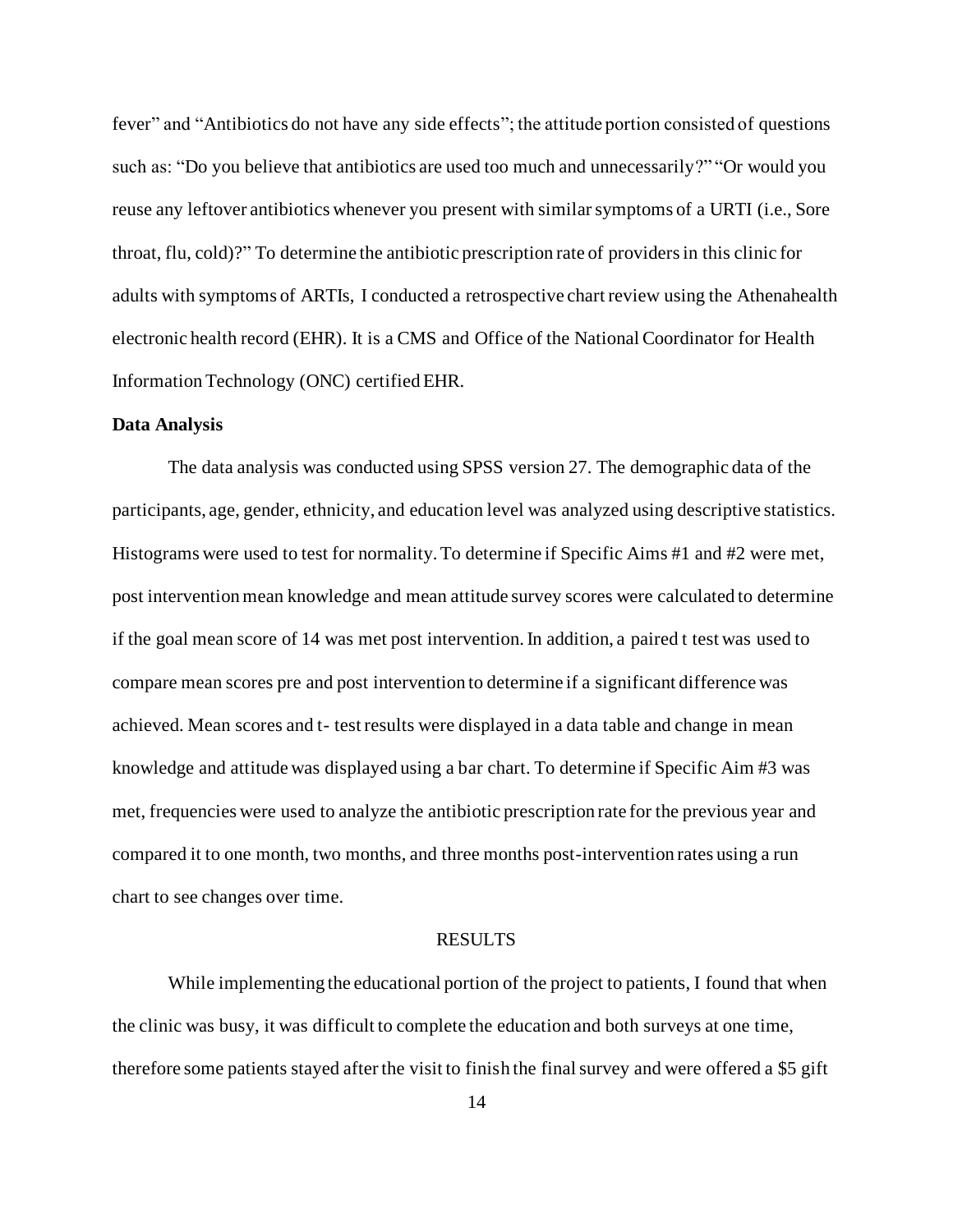fever" and "Antibiotics do not have any side effects"; the attitude portion consisted of questions such as: "Do you believe that antibiotics are used too much and unnecessarily?" "Or would you reuse any leftover antibiotics whenever you present with similar symptoms of a URTI (i.e., Sore throat, flu, cold)?" To determine the antibiotic prescription rate of providers in this clinic for adults with symptoms of ARTIs, I conducted a retrospective chart review using the Athenahealth electronic health record (EHR). It is a CMS and Office of the National Coordinator for Health Information Technology (ONC) certified EHR.

**Data Analysis**

The data analysis was conducted using SPSS version 27. The demographic data of the participants, age, gender, ethnicity, and education level was analyzed using descriptive statistics. Histograms were used to test for normality. To determine if Specific Aims #1 and #2 were met, post intervention mean knowledge and mean attitude survey scores were calculated to determine if the goal mean score of 14 was met post intervention. In addition, a paired t test was used to compare mean scores pre and post intervention to determine if a significant difference was achieved. Mean scores and t- test results were displayed in a data table and change in mean knowledge and attitude was displayed using a bar chart. To determine if Specific Aim #3 was met, frequencies were used to analyze the antibiotic prescription rate for the previous year and compared it to one month, two months, and three months post-intervention rates using a run chart to see changes over time.

## RESULTS

While implementing the educational portion of the project to patients, I found that when the clinic was busy, it was difficult to complete the education and both surveys at one time, therefore some patients stayed after the visit to finish the final survey and were offered a $5 gift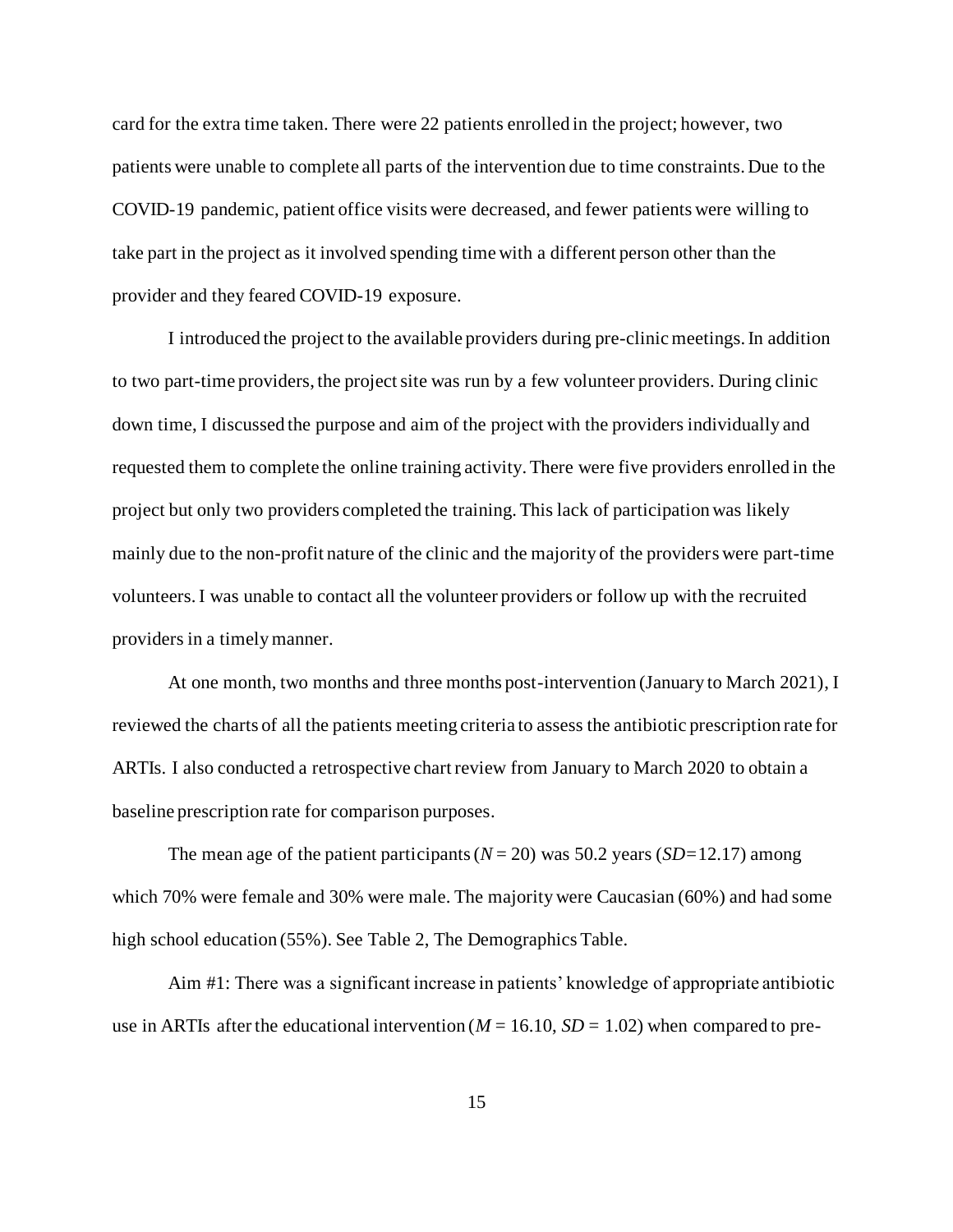card for the extra time taken. There were 22 patients enrolled in the project; however, two patients were unable to complete all parts of the intervention due to time constraints. Due to the COVID-19 pandemic, patient office visits were decreased, and fewer patients were willing to take part in the project as it involved spending time with a different person other than the provider and they feared COVID-19 exposure.

I introduced the project to the available providers during pre-clinic meetings. In addition to two part-time providers, the project site was run by a few volunteer providers. During clinic down time, I discussed the purpose and aim of the project with the providers individually and requested them to complete the online training activity. There were five providers enrolled in the project but only two providers completed the training. This lack of participation was likely mainly due to the non-profit nature of the clinic and the majority of the providers were part-time volunteers. I was unable to contact all the volunteer providers or follow up with the recruited providers in a timely manner.

At one month, two months and three months post-intervention (January to March 2021), I reviewed the charts of all the patients meeting criteria to assess the antibiotic prescription rate for ARTIs. I also conducted a retrospective chart review from January to March 2020 to obtain a baseline prescription rate for comparison purposes.

The mean age of the patient participants ($N = 20$) was 50.2 years ($SD = 12.17$) among which 70% were female and 30% were male. The majority were Caucasian (60%) and had some high school education (55%). See Table 2, The Demographics Table.

Aim #1: There was a significant increase in patients' knowledge of appropriate antibiotic use in ARTIs after the educational intervention ($M = 16.10$, $SD = 1.02$) when compared to pre-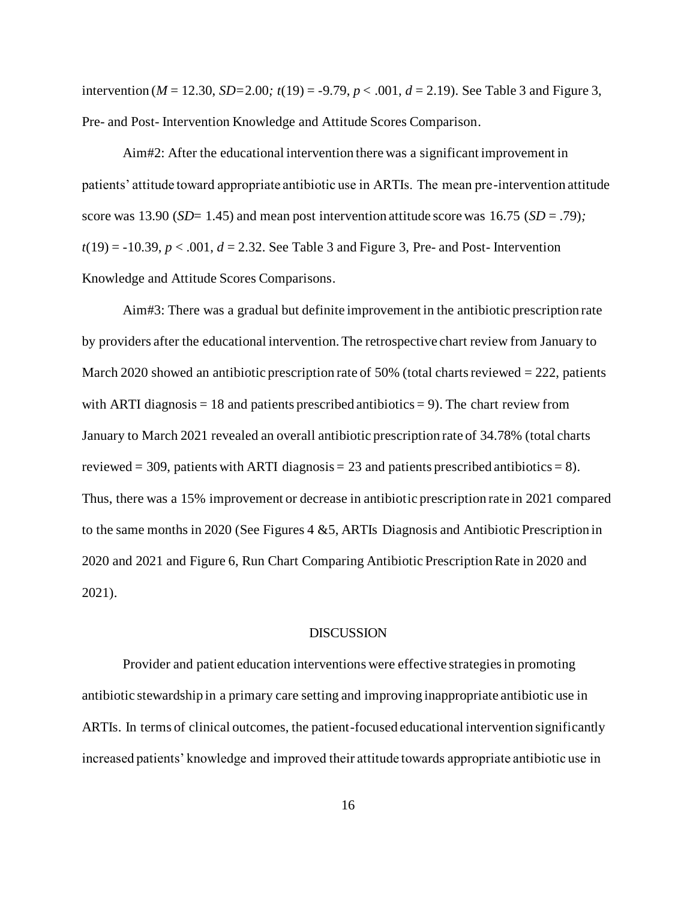intervention ($M$ = 12.30, $SD$=2.00*;* $t(19) = -9.79$, $p < .001$, $d = 2.19$). See Table 3 and Figure 3, Pre- and Post- Intervention Knowledge and Attitude Scores Comparison.

Aim#2: After the educational intervention there was a significant improvement in patients' attitude toward appropriate antibiotic use in ARTIs. The mean pre-intervention attitude score was 13.90 ($SD$= 1.45) and mean post intervention attitude score was 16.75 ($SD$ = .79)*;* $t(19) = -10.39$, $p < .001$, $d = 2.32$. See Table 3 and Figure 3, Pre- and Post- Intervention Knowledge and Attitude Scores Comparisons.

Aim#3: There was a gradual but definite improvement in the antibiotic prescription rate by providers after the educational intervention. The retrospective chart review from January to March 2020 showed an antibiotic prescription rate of 50% (total charts reviewed = 222, patients with ARTI diagnosis = 18 and patients prescribed antibiotics = 9). The chart review from January to March 2021 revealed an overall antibiotic prescription rate of 34.78% (total charts reviewed = 309, patients with ARTI diagnosis = 23 and patients prescribed antibiotics = 8). Thus, there was a 15% improvement or decrease in antibiotic prescription rate in 2021 compared to the same months in 2020 (See Figures 4 &5, ARTIs Diagnosis and Antibiotic Prescription in 2020 and 2021 and Figure 6, Run Chart Comparing Antibiotic Prescription Rate in 2020 and 2021).

## DISCUSSION

Provider and patient education interventions were effective strategies in promoting antibiotic stewardship in a primary care setting and improving inappropriate antibiotic use in ARTIs. In terms of clinical outcomes, the patient-focused educational intervention significantly increased patients' knowledge and improved their attitude towards appropriate antibiotic use in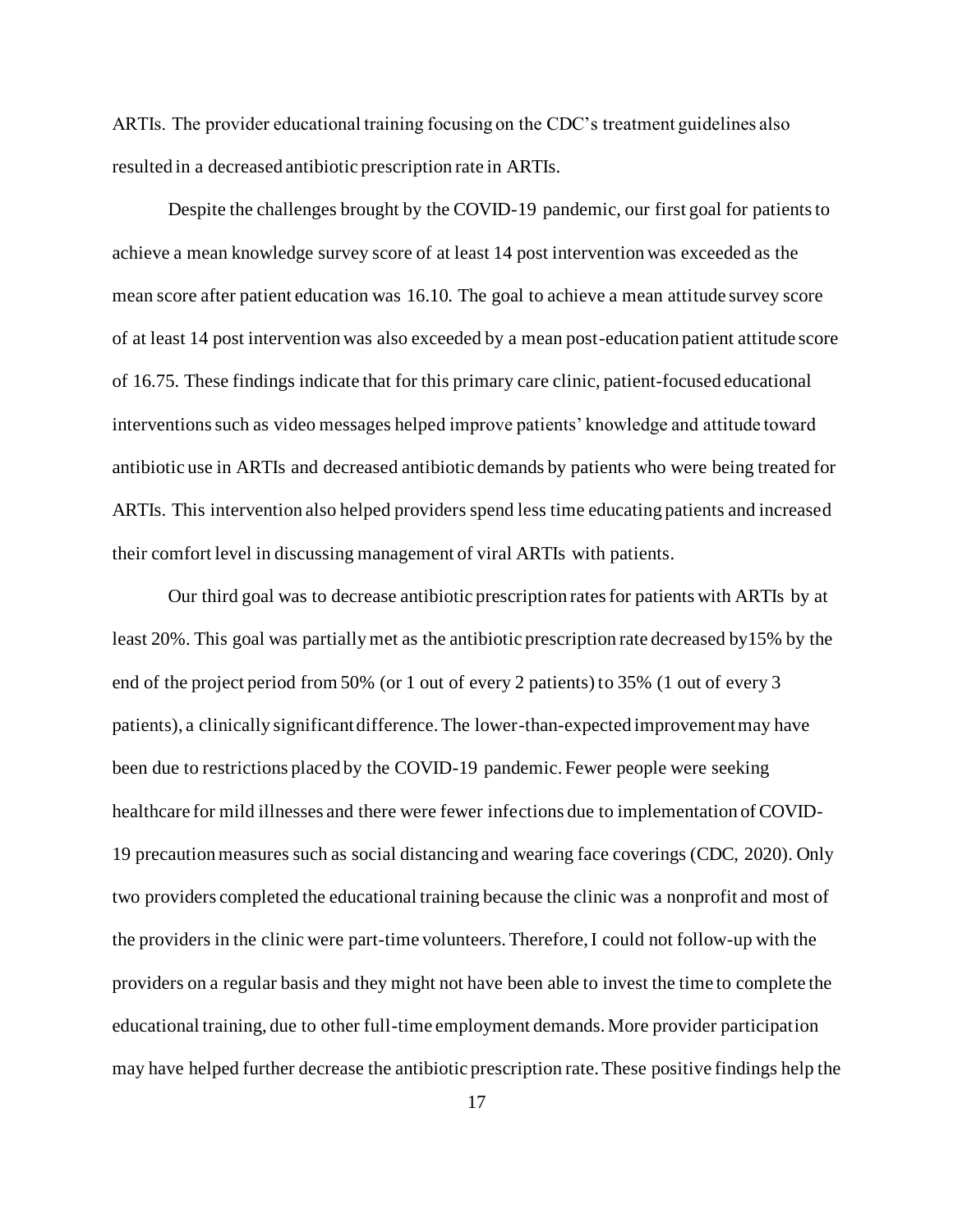ARTIs. The provider educational training focusing on the CDC's treatment guidelines also resulted in a decreased antibiotic prescription rate in ARTIs.

Despite the challenges brought by the COVID-19 pandemic, our first goal for patients to achieve a mean knowledge survey score of at least 14 post intervention was exceeded as the mean score after patient education was 16.10. The goal to achieve a mean attitude survey score of at least 14 post intervention was also exceeded by a mean post-education patient attitude score of 16.75. These findings indicate that for this primary care clinic, patient-focused educational interventions such as video messages helped improve patients' knowledge and attitude toward antibiotic use in ARTIs and decreased antibiotic demands by patients who were being treated for ARTIs. This intervention also helped providers spend less time educating patients and increased their comfort level in discussing management of viral ARTIs with patients.

Our third goal was to decrease antibiotic prescription rates for patients with ARTIs by at least 20%. This goal was partially met as the antibiotic prescription rate decreased by15% by the end of the project period from 50% (or 1 out of every 2 patients) to 35% (1 out of every 3 patients), a clinically significant difference. The lower-than-expected improvement may have been due to restrictions placed by the COVID-19 pandemic. Fewer people were seeking healthcare for mild illnesses and there were fewer infections due to implementation of COVID-19 precaution measures such as social distancing and wearing face coverings (CDC, 2020). Only two providers completed the educational training because the clinic was a nonprofit and most of the providers in the clinic were part-time volunteers. Therefore, I could not follow-up with the providers on a regular basis and they might not have been able to invest the time to complete the educational training, due to other full-time employment demands. More provider participation may have helped further decrease the antibiotic prescription rate. These positive findings help the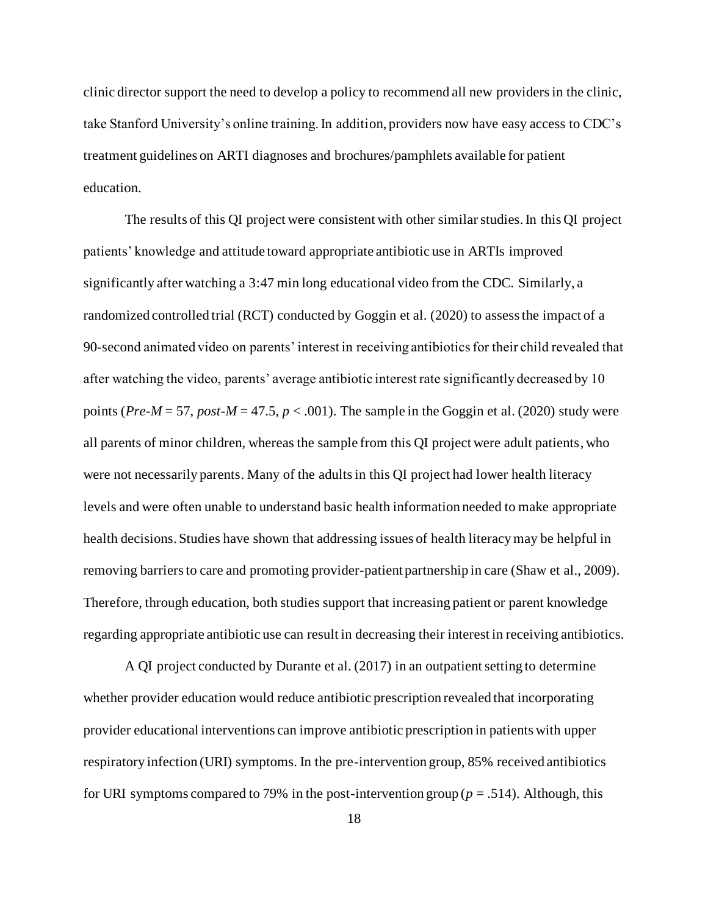clinic director support the need to develop a policy to recommend all new providers in the clinic, take Stanford University's online training. In addition, providers now have easy access to CDC's treatment guidelines on ARTI diagnoses and brochures/pamphlets available for patient education.

The results of this QI project were consistent with other similar studies. In this QI project patients' knowledge and attitude toward appropriate antibiotic use in ARTIs improved significantly after watching a 3:47 min long educational video from the CDC. Similarly, a randomized controlled trial (RCT) conducted by Goggin et al. (2020) to assess the impact of a 90-second animated video on parents' interest in receiving antibiotics for their child revealed that after watching the video, parents' average antibiotic interest rate significantly decreased by 10 points (*Pre-M* = 57, *post-M* = 47.5, $p < .001$). The sample in the Goggin et al. (2020) study were all parents of minor children, whereas the sample from this QI project were adult patients, who were not necessarily parents. Many of the adults in this QI project had lower health literacy levels and were often unable to understand basic health information needed to make appropriate health decisions. Studies have shown that addressing issues of health literacy may be helpful in removing barriers to care and promoting provider-patient partnership in care (Shaw et al., 2009). Therefore, through education, both studies support that increasing patient or parent knowledge regarding appropriate antibiotic use can result in decreasing their interest in receiving antibiotics.

A QI project conducted by Durante et al. (2017) in an outpatient setting to determine whether provider education would reduce antibiotic prescription revealed that incorporating provider educational interventions can improve antibiotic prescription in patients with upper respiratory infection (URI) symptoms. In the pre-intervention group, 85% received antibiotics for URI symptoms compared to 79% in the post-intervention group ($p = .514$). Although, this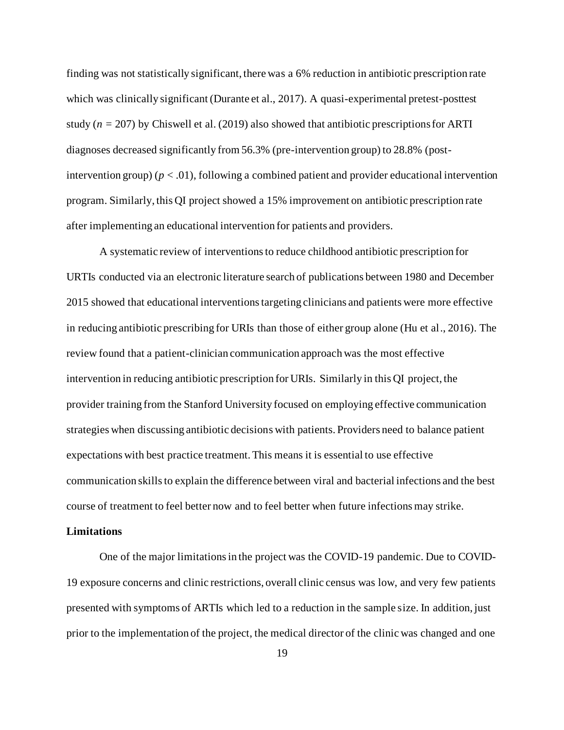finding was not statistically significant, there was a 6% reduction in antibiotic prescription rate which was clinically significant (Durante et al., 2017). A quasi-experimental pretest-posttest study ($n$ = 207) by Chiswell et al. (2019) also showed that antibiotic prescriptions for ARTI diagnoses decreased significantly from 56.3% (pre-intervention group) to 28.8% (post-intervention group) ($p < .01$), following a combined patient and provider educational intervention program. Similarly, this QI project showed a 15% improvement on antibiotic prescription rate after implementing an educational intervention for patients and providers.

A systematic review of interventions to reduce childhood antibiotic prescription for URTIs conducted via an electronic literature search of publications between 1980 and December 2015 showed that educational interventions targeting clinicians and patients were more effective in reducing antibiotic prescribing for URIs than those of either group alone (Hu et al., 2016). The review found that a patient-clinician communication approach was the most effective intervention in reducing antibiotic prescription for URIs. Similarly in this QI project, the provider training from the Stanford University focused on employing effective communication strategies when discussing antibiotic decisions with patients. Providers need to balance patient expectations with best practice treatment. This means it is essential to use effective communication skills to explain the difference between viral and bacterial infections and the best course of treatment to feel better now and to feel better when future infections may strike.

**Limitations**

One of the major limitations in the project was the COVID-19 pandemic. Due to COVID-19 exposure concerns and clinic restrictions, overall clinic census was low, and very few patients presented with symptoms of ARTIs which led to a reduction in the sample size. In addition, just prior to the implementation of the project, the medical director of the clinic was changed and one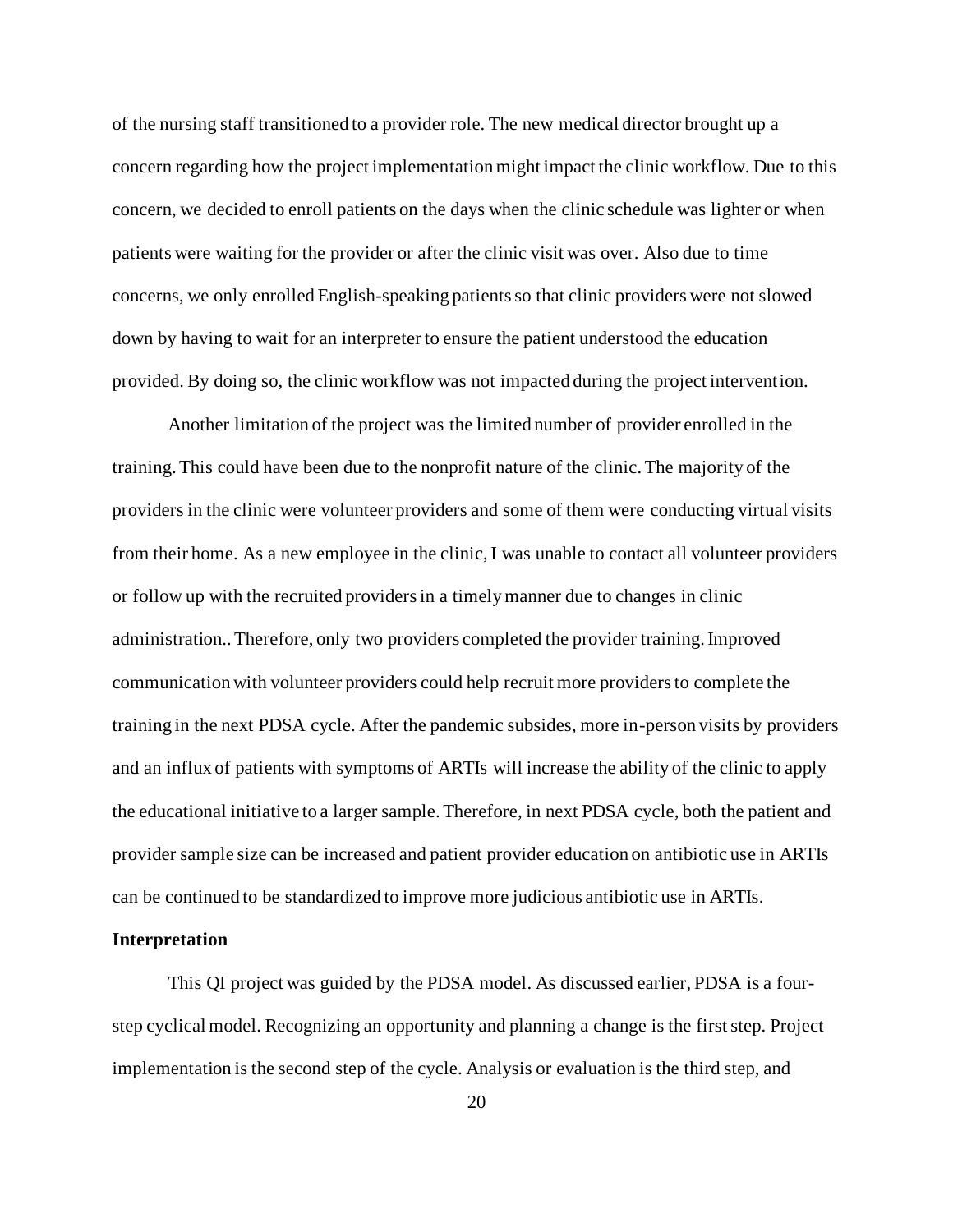of the nursing staff transitioned to a provider role. The new medical director brought up a concern regarding how the project implementation might impact the clinic workflow. Due to this concern, we decided to enroll patients on the days when the clinic schedule was lighter or when patients were waiting for the provider or after the clinic visit was over. Also due to time concerns, we only enrolled English-speaking patients so that clinic providers were not slowed down by having to wait for an interpreter to ensure the patient understood the education provided. By doing so, the clinic workflow was not impacted during the project intervention.

Another limitation of the project was the limited number of provider enrolled in the training. This could have been due to the nonprofit nature of the clinic. The majority of the providers in the clinic were volunteer providers and some of them were conducting virtual visits from their home. As a new employee in the clinic, I was unable to contact all volunteer providers or follow up with the recruited providers in a timely manner due to changes in clinic administration.. Therefore, only two providers completed the provider training. Improved communication with volunteer providers could help recruit more providers to complete the training in the next PDSA cycle. After the pandemic subsides, more in-person visits by providers and an influx of patients with symptoms of ARTIs will increase the ability of the clinic to apply the educational initiative to a larger sample. Therefore, in next PDSA cycle, both the patient and provider sample size can be increased and patient provider education on antibiotic use in ARTIs can be continued to be standardized to improve more judicious antibiotic use in ARTIs.

**Interpretation**

This QI project was guided by the PDSA model. As discussed earlier, PDSA is a four-step cyclical model. Recognizing an opportunity and planning a change is the first step. Project implementation is the second step of the cycle. Analysis or evaluation is the third step, and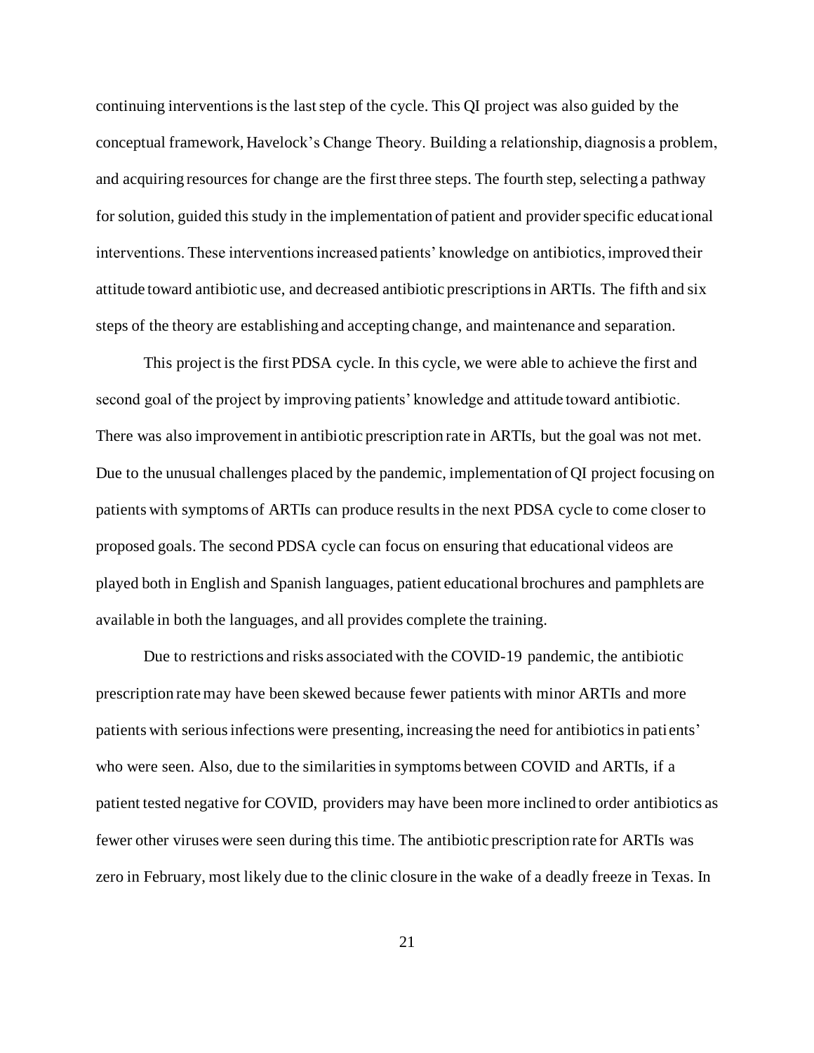continuing interventions is the last step of the cycle. This QI project was also guided by the conceptual framework, Havelock's Change Theory. Building a relationship, diagnosis a problem, and acquiring resources for change are the first three steps. The fourth step, selecting a pathway for solution, guided this study in the implementation of patient and provider specific educational interventions. These interventions increased patients' knowledge on antibiotics, improved their attitude toward antibiotic use, and decreased antibiotic prescriptions in ARTIs. The fifth and six steps of the theory are establishing and accepting change, and maintenance and separation.

This project is the first PDSA cycle. In this cycle, we were able to achieve the first and second goal of the project by improving patients' knowledge and attitude toward antibiotic. There was also improvement in antibiotic prescription rate in ARTIs, but the goal was not met. Due to the unusual challenges placed by the pandemic, implementation of QI project focusing on patients with symptoms of ARTIs can produce results in the next PDSA cycle to come closer to proposed goals. The second PDSA cycle can focus on ensuring that educational videos are played both in English and Spanish languages, patient educational brochures and pamphlets are available in both the languages, and all provides complete the training.

Due to restrictions and risks associated with the COVID-19 pandemic, the antibiotic prescription rate may have been skewed because fewer patients with minor ARTIs and more patients with serious infections were presenting, increasing the need for antibiotics in patients' who were seen. Also, due to the similarities in symptoms between COVID and ARTIs, if a patient tested negative for COVID, providers may have been more inclined to order antibiotics as fewer other viruses were seen during this time. The antibiotic prescription rate for ARTIs was zero in February, most likely due to the clinic closure in the wake of a deadly freeze in Texas. In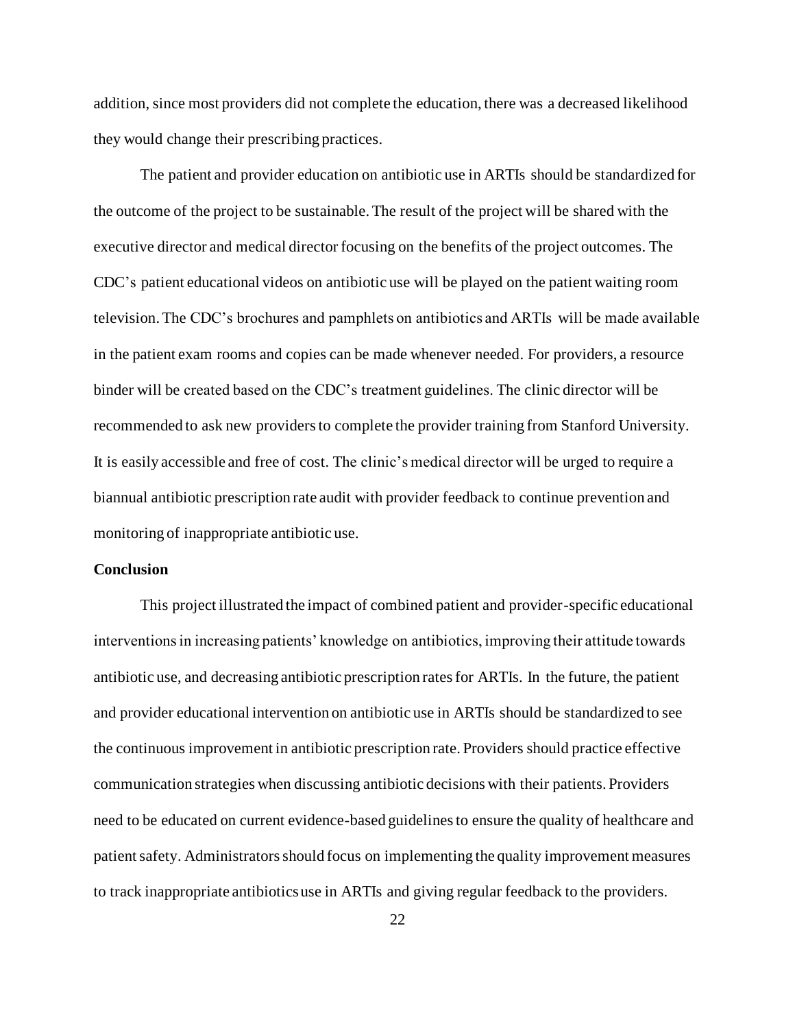addition, since most providers did not complete the education, there was a decreased likelihood they would change their prescribing practices.

The patient and provider education on antibiotic use in ARTIs should be standardized for the outcome of the project to be sustainable. The result of the project will be shared with the executive director and medical director focusing on the benefits of the project outcomes. The CDC's patient educational videos on antibiotic use will be played on the patient waiting room television. The CDC's brochures and pamphlets on antibiotics and ARTIs will be made available in the patient exam rooms and copies can be made whenever needed. For providers, a resource binder will be created based on the CDC's treatment guidelines. The clinic director will be recommended to ask new providers to complete the provider training from Stanford University. It is easily accessible and free of cost. The clinic's medical director will be urged to require a biannual antibiotic prescription rate audit with provider feedback to continue prevention and monitoring of inappropriate antibiotic use.

## Conclusion

This project illustrated the impact of combined patient and provider-specific educational interventions in increasing patients' knowledge on antibiotics, improving their attitude towards antibiotic use, and decreasing antibiotic prescription rates for ARTIs. In the future, the patient and provider educational intervention on antibiotic use in ARTIs should be standardized to see the continuous improvement in antibiotic prescription rate. Providers should practice effective communication strategies when discussing antibiotic decisions with their patients. Providers need to be educated on current evidence-based guidelines to ensure the quality of healthcare and patient safety. Administrators should focus on implementing the quality improvement measures to track inappropriate antibiotics use in ARTIs and giving regular feedback to the providers.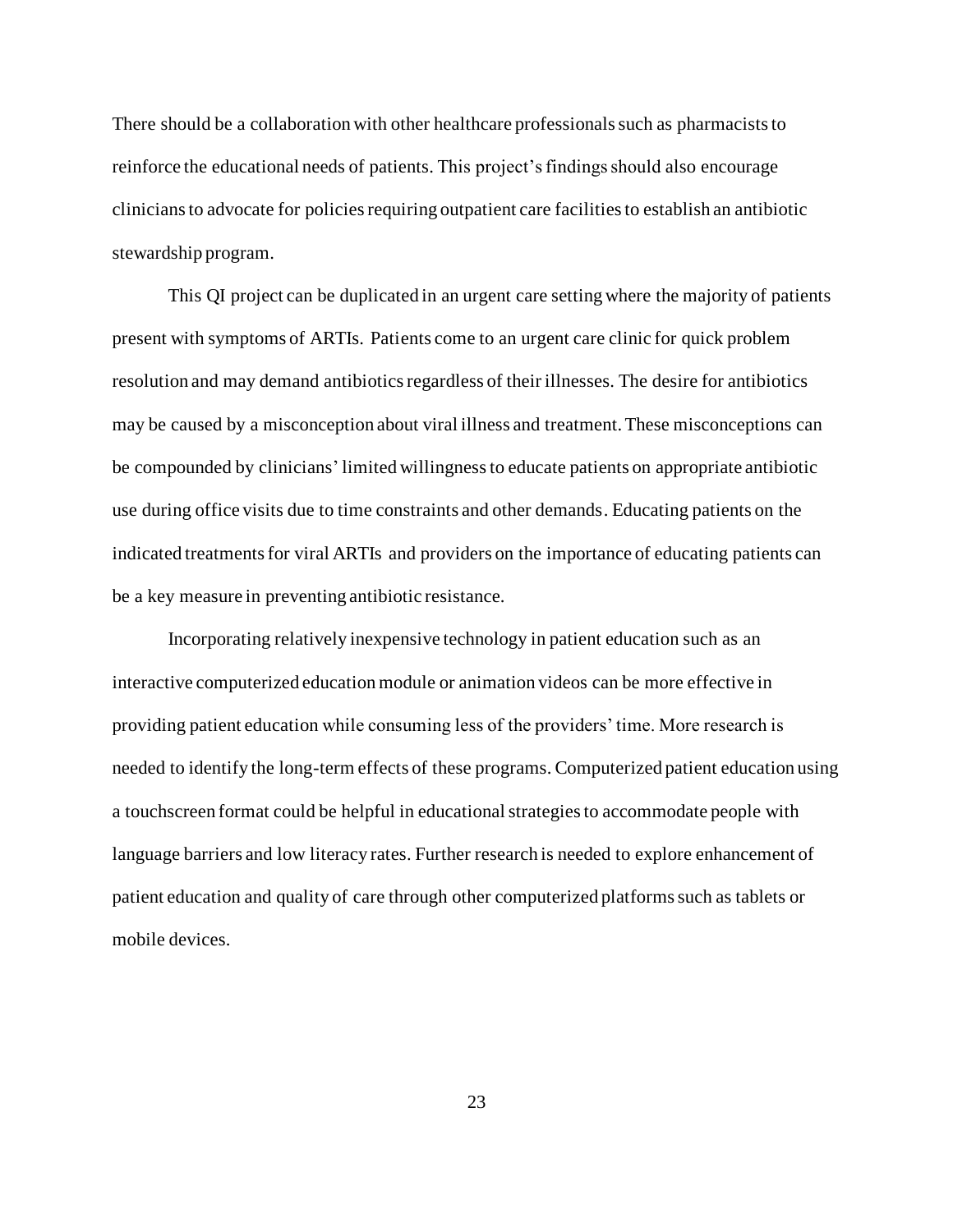There should be a collaboration with other healthcare professionals such as pharmacists to reinforce the educational needs of patients. This project's findings should also encourage clinicians to advocate for policies requiring outpatient care facilities to establish an antibiotic stewardship program.

This QI project can be duplicated in an urgent care setting where the majority of patients present with symptoms of ARTIs. Patients come to an urgent care clinic for quick problem resolution and may demand antibiotics regardless of their illnesses. The desire for antibiotics may be caused by a misconception about viral illness and treatment. These misconceptions can be compounded by clinicians' limited willingness to educate patients on appropriate antibiotic use during office visits due to time constraints and other demands. Educating patients on the indicated treatments for viral ARTIs and providers on the importance of educating patients can be a key measure in preventing antibiotic resistance.

Incorporating relatively inexpensive technology in patient education such as an interactive computerized education module or animation videos can be more effective in providing patient education while consuming less of the providers' time. More research is needed to identify the long-term effects of these programs. Computerized patient education using a touchscreen format could be helpful in educational strategies to accommodate people with language barriers and low literacy rates. Further research is needed to explore enhancement of patient education and quality of care through other computerized platforms such as tablets or mobile devices.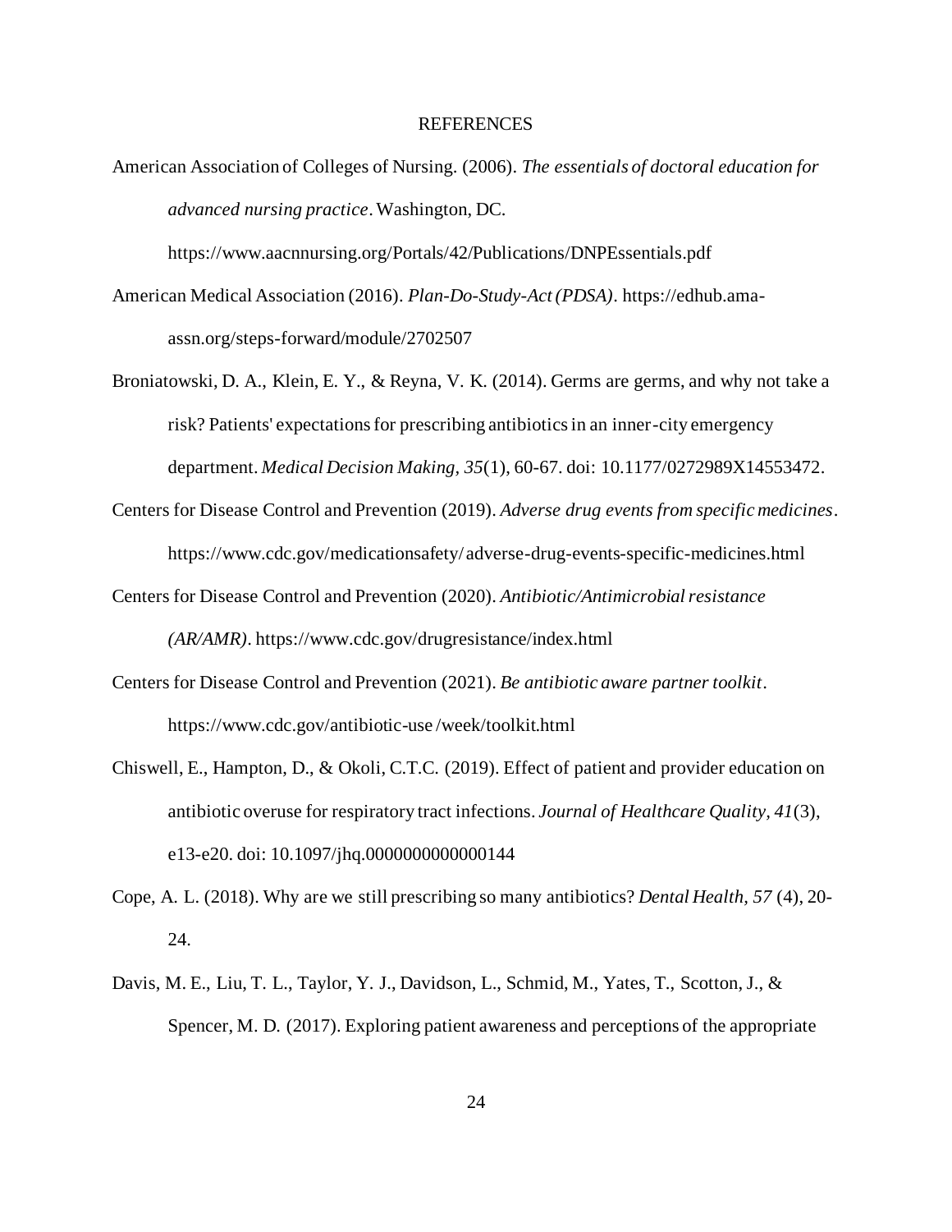# REFERENCES

American Association of Colleges of Nursing. (2006). *The essentials of doctoral education for advanced nursing practice*. Washington, DC. https://www.aacnnursing.org/Portals/42/Publications/DNPEssentials.pdf

American Medical Association (2016). *Plan-Do-Study-Act (PDSA)*. https://edhub.ama-assn.org/steps-forward/module/2702507

Broniatowski, D. A., Klein, E. Y., & Reyna, V. K. (2014). Germs are germs, and why not take a risk? Patients' expectations for prescribing antibiotics in an inner-city emergency department. *Medical Decision Making*, *35*(1), 60-67. doi: 10.1177/0272989X14553472.

Centers for Disease Control and Prevention (2019). *Adverse drug events from specific medicines*. https://www.cdc.gov/medicationsafety/ adverse-drug-events-specific-medicines.html

Centers for Disease Control and Prevention (2020). *Antibiotic/Antimicrobial resistance (AR/AMR)*. https://www.cdc.gov/drugresistance/index.html

Centers for Disease Control and Prevention (2021). *Be antibiotic aware partner toolkit*. https://www.cdc.gov/antibiotic-use /week/toolkit.html

Chiswell, E., Hampton, D., & Okoli, C.T.C. (2019). Effect of patient and provider education on antibiotic overuse for respiratory tract infections. *Journal of Healthcare Quality*, *41*(3), e13-e20. doi: 10.1097/jhq.0000000000000144

Cope, A. L. (2018). Why are we still prescribing so many antibiotics? *Dental Health*, *57* (4), 20-24.

Davis, M. E., Liu, T. L., Taylor, Y. J., Davidson, L., Schmid, M., Yates, T., Scotton, J., & Spencer, M. D. (2017). Exploring patient awareness and perceptions of the appropriate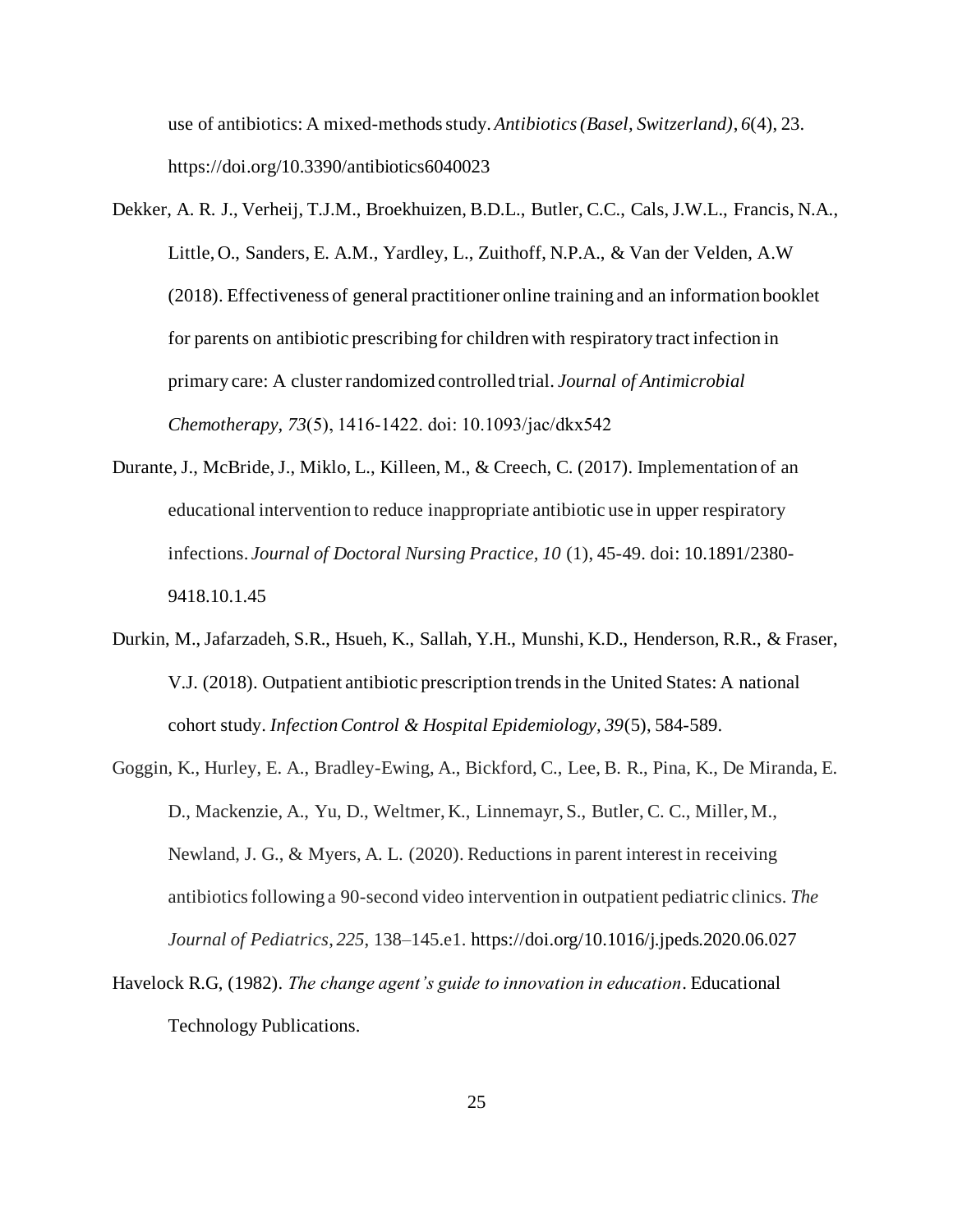use of antibiotics: A mixed-methods study. *Antibiotics (Basel, Switzerland)*, *6*(4), 23. https://doi.org/10.3390/antibiotics6040023

Dekker, A. R. J., Verheij, T.J.M., Broekhuizen, B.D.L., Butler, C.C., Cals, J.W.L., Francis, N.A., Little, O., Sanders, E. A.M., Yardley, L., Zuithoff, N.P.A., & Van der Velden, A.W (2018). Effectiveness of general practitioner online training and an information booklet for parents on antibiotic prescribing for children with respiratory tract infection in primary care: A cluster randomized controlled trial. *Journal of Antimicrobial Chemotherapy, 73*(5), 1416-1422. doi: 10.1093/jac/dkx542

Durante, J., McBride, J., Miklo, L., Killeen, M., & Creech, C. (2017). Implementation of an educational intervention to reduce inappropriate antibiotic use in upper respiratory infections. *Journal of Doctoral Nursing Practice, 10* (1), 45-49. doi: 10.1891/2380-9418.10.1.45

Durkin, M., Jafarzadeh, S.R., Hsueh, K., Sallah, Y.H., Munshi, K.D., Henderson, R.R., & Fraser, V.J. (2018). Outpatient antibiotic prescription trends in the United States: A national cohort study. *Infection Control & Hospital Epidemiology, 39*(5), 584-589.

Goggin, K., Hurley, E. A., Bradley-Ewing, A., Bickford, C., Lee, B. R., Pina, K., De Miranda, E. D., Mackenzie, A., Yu, D., Weltmer, K., Linnemayr, S., Butler, C. C., Miller, M., Newland, J. G., & Myers, A. L. (2020). Reductions in parent interest in receiving antibiotics following a 90-second video intervention in outpatient pediatric clinics. *The Journal of Pediatrics*, *225*, 138–145.e1. https://doi.org/10.1016/j.jpeds.2020.06.027

Havelock R.G, (1982). *The change agent's guide to innovation in education*. Educational Technology Publications.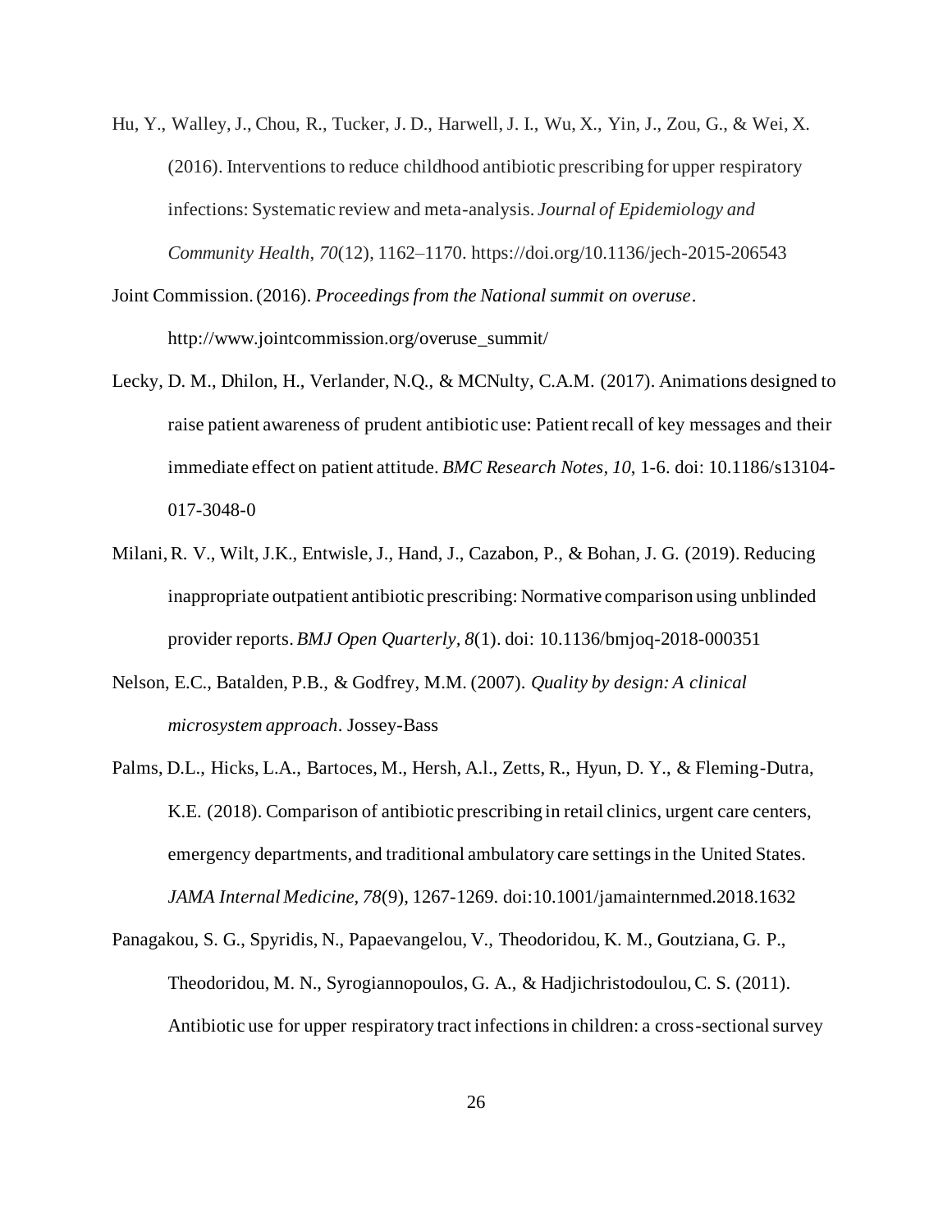Hu, Y., Walley, J., Chou, R., Tucker, J. D., Harwell, J. I., Wu, X., Yin, J., Zou, G., & Wei, X. (2016). Interventions to reduce childhood antibiotic prescribing for upper respiratory infections: Systematic review and meta-analysis. *Journal of Epidemiology and Community Health*, *70*(12), 1162–1170. https://doi.org/10.1136/jech-2015-206543

Joint Commission. (2016). *Proceedings from the National summit on overuse*. http://www.jointcommission.org/overuse_summit/

Lecky, D. M., Dhilon, H., Verlander, N.Q., & MCNulty, C.A.M. (2017). Animations designed to raise patient awareness of prudent antibiotic use: Patient recall of key messages and their immediate effect on patient attitude. *BMC Research Notes, 10*, 1-6. doi: 10.1186/s13104-017-3048-0

Milani, R. V., Wilt, J.K., Entwisle, J., Hand, J., Cazabon, P., & Bohan, J. G. (2019). Reducing inappropriate outpatient antibiotic prescribing: Normative comparison using unblinded provider reports. *BMJ Open Quarterly, 8*(1). doi: 10.1136/bmjoq-2018-000351

Nelson, E.C., Batalden, P.B., & Godfrey, M.M. (2007). *Quality by design: A clinical microsystem approach*. Jossey-Bass

Palms, D.L., Hicks, L.A., Bartoces, M., Hersh, A.l., Zetts, R., Hyun, D. Y., & Fleming-Dutra, K.E. (2018). Comparison of antibiotic prescribing in retail clinics, urgent care centers, emergency departments, and traditional ambulatory care settings in the United States. *JAMA Internal Medicine, 78*(9), 1267-1269. doi:10.1001/jamainternmed.2018.1632

Panagakou, S. G., Spyridis, N., Papaevangelou, V., Theodoridou, K. M., Goutziana, G. P., Theodoridou, M. N., Syrogiannopoulos, G. A., & Hadjichristodoulou, C. S. (2011). Antibiotic use for upper respiratory tract infections in children: a cross-sectional survey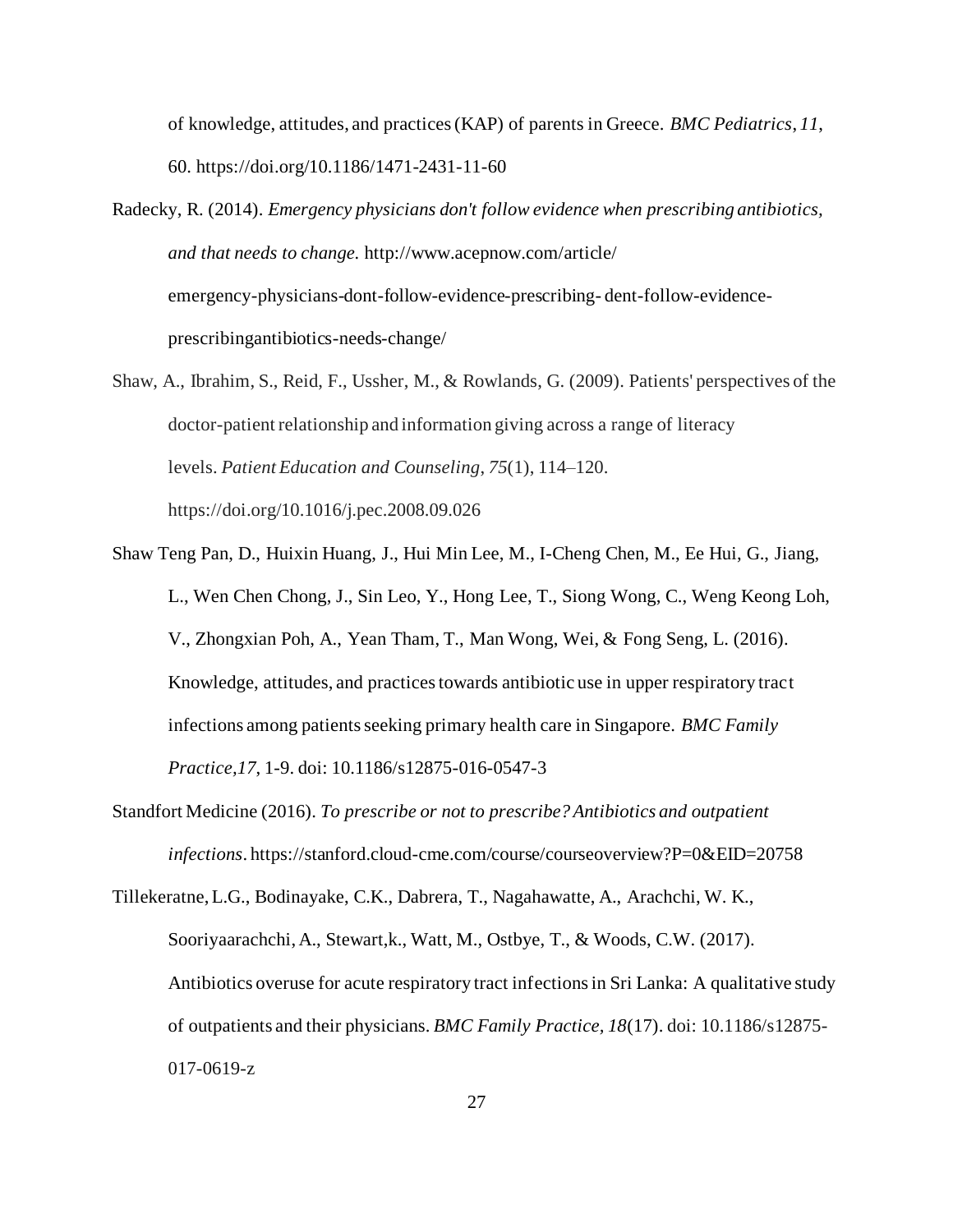of knowledge, attitudes, and practices (KAP) of parents in Greece. *BMC Pediatrics*, *11*, 60. https://doi.org/10.1186/1471-2431-11-60

Radecky, R. (2014). *Emergency physicians don't follow evidence when prescribing antibiotics, and that needs to change.* http://www.acepnow.com/article/ emergency-physicians-dont-follow-evidence-prescribing- dent-follow-evidence-prescribingantibiotics-needs-change/

Shaw, A., Ibrahim, S., Reid, F., Ussher, M., & Rowlands, G. (2009). Patients' perspectives of the doctor-patient relationship and information giving across a range of literacy levels. *Patient Education and Counseling*, *75*(1), 114–120. https://doi.org/10.1016/j.pec.2008.09.026

Shaw Teng Pan, D., Huixin Huang, J., Hui Min Lee, M., I-Cheng Chen, M., Ee Hui, G., Jiang, L., Wen Chen Chong, J., Sin Leo, Y., Hong Lee, T., Siong Wong, C., Weng Keong Loh, V., Zhongxian Poh, A., Yean Tham, T., Man Wong, Wei, & Fong Seng, L. (2016). Knowledge, attitudes, and practices towards antibiotic use in upper respiratory tract infections among patients seeking primary health care in Singapore. *BMC Family Practice,17*, 1-9. doi: 10.1186/s12875-016-0547-3

Standfort Medicine (2016). *To prescribe or not to prescribe? Antibiotics and outpatient infections*. https://stanford.cloud-cme.com/course/courseoverview?P=0&EID=20758

Tillekeratne, L.G., Bodinayake, C.K., Dabrera, T., Nagahawatte, A., Arachchi, W. K., Sooriyaarachchi, A., Stewart,k., Watt, M., Ostbye, T., & Woods, C.W. (2017). Antibiotics overuse for acute respiratory tract infections in Sri Lanka: A qualitative study of outpatients and their physicians. *BMC Family Practice*, *18*(17). doi: 10.1186/s12875-017-0619-z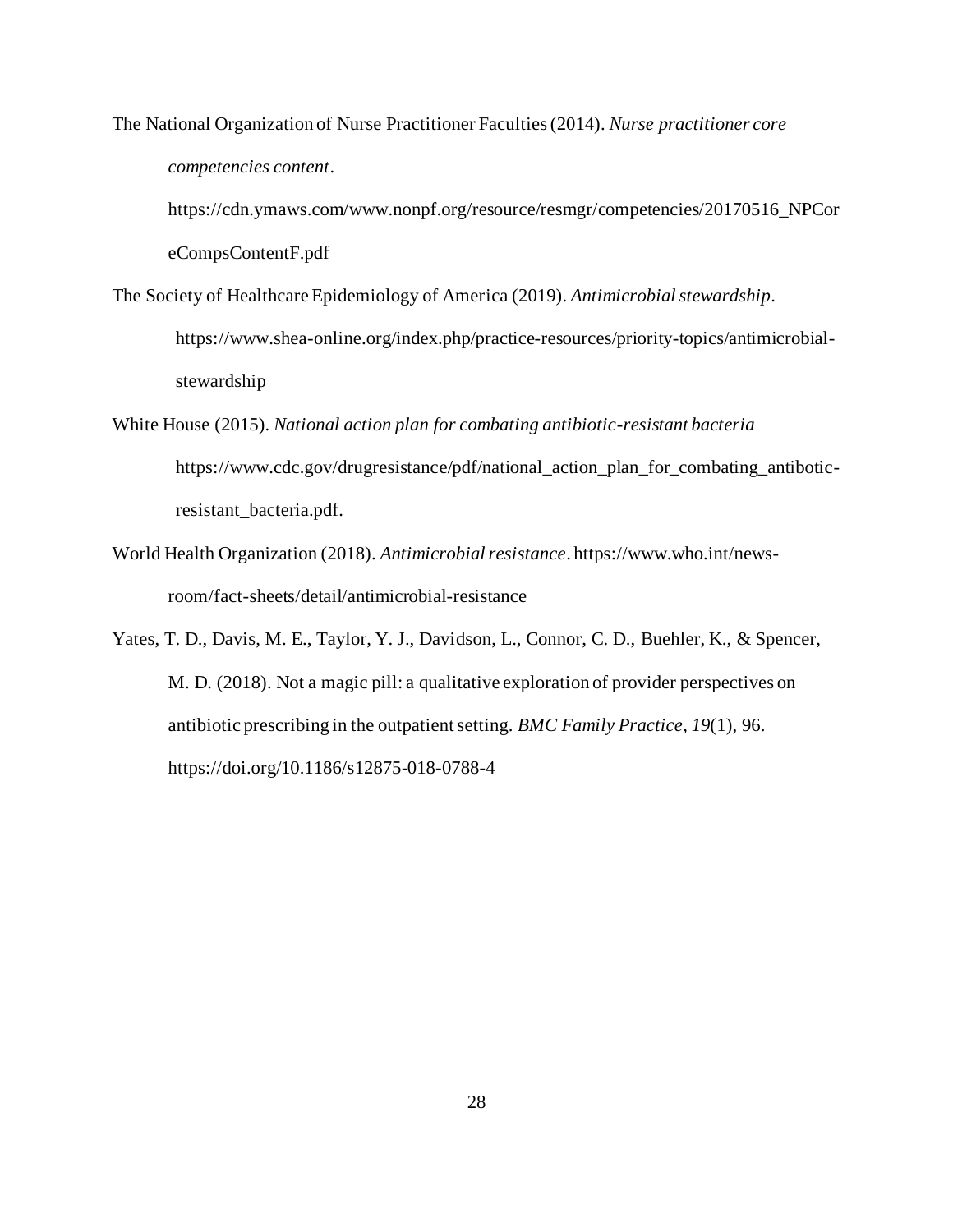The National Organization of Nurse Practitioner Faculties (2014). *Nurse practitioner core competencies content*. https://cdn.ymaws.com/www.nonpf.org/resource/resmgr/competencies/20170516_NPCoreCompsContentF.pdf

The Society of Healthcare Epidemiology of America (2019). *Antimicrobial stewardship*. https://www.shea-online.org/index.php/practice-resources/priority-topics/antimicrobial-stewardship

White House (2015). *National action plan for combating antibiotic-resistant bacteria* https://www.cdc.gov/drugresistance/pdf/national_action_plan_for_combating_antibotic-resistant_bacteria.pdf.

World Health Organization (2018). *Antimicrobial resistance*. https://www.who.int/news-room/fact-sheets/detail/antimicrobial-resistance

Yates, T. D., Davis, M. E., Taylor, Y. J., Davidson, L., Connor, C. D., Buehler, K., & Spencer, M. D. (2018). Not a magic pill: a qualitative exploration of provider perspectives on antibiotic prescribing in the outpatient setting. *BMC Family Practice*, *19*(1), 96. https://doi.org/10.1186/s12875-018-0788-4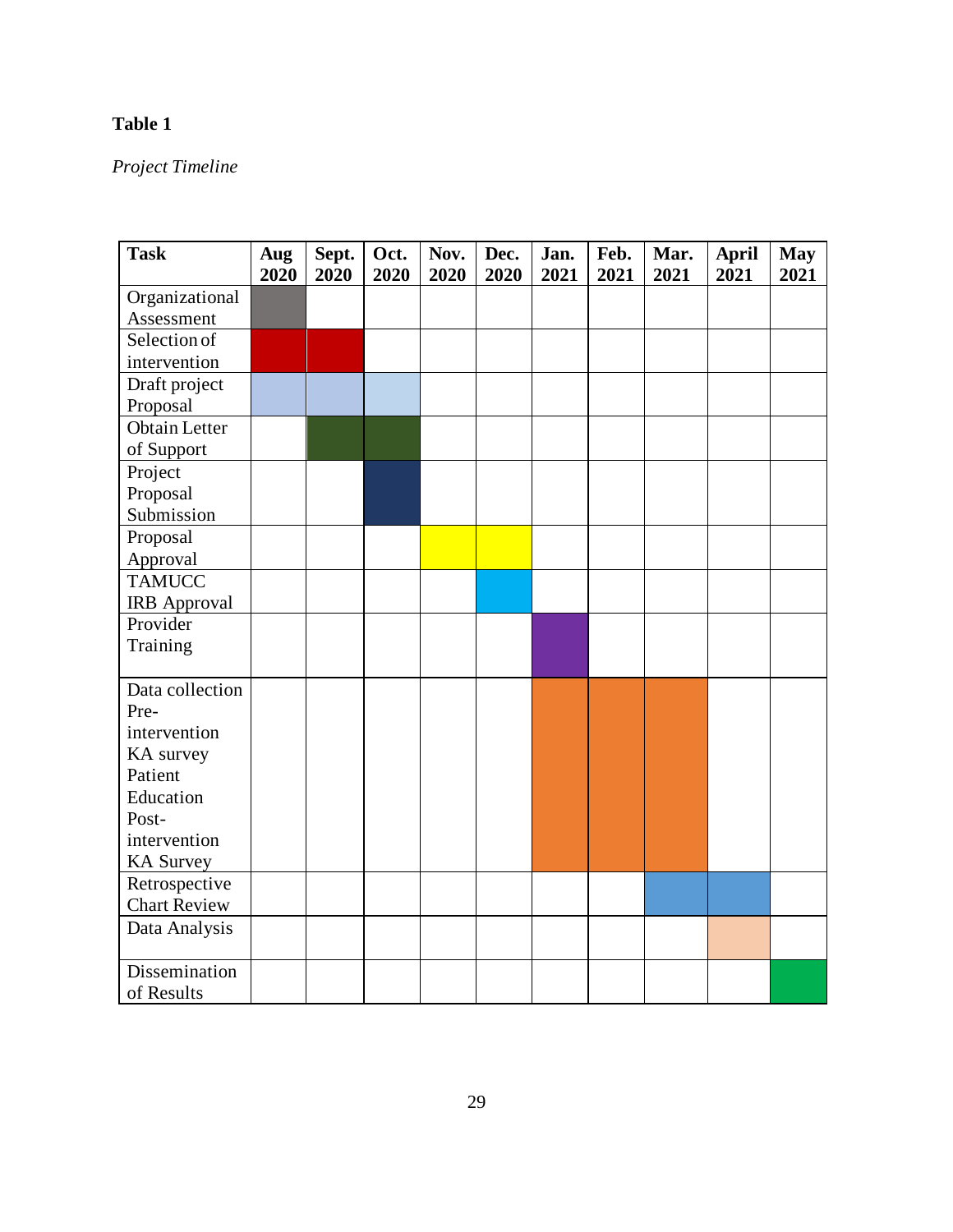**Table 1**

*Project Timeline*

| Task | Aug 2020 | Sept. 2020 | Oct. 2020 | Nov. 2020 | Dec. 2020 | Jan. 2021 | Feb. 2021 | Mar. 2021 | April 2021 | May 2021 |
|---|---|---|---|---|---|---|---|---|---|---|
| Organizational Assessment | ■ | | | | | | | | | |
| Selection of intervention | ■ | ■ | | | | | | | | |
| Draft project Proposal | ■ | ■ | ■ | | | | | | | |
| Obtain Letter of Support | | ■ | ■ | | | | | | | |
| Project Proposal Submission | | | ■ | | | | | | | |
| Proposal Approval | | | | ■ | ■ | | | | | |
| TAMUCC IRB Approval | | | | | ■ | | | | | |
| Provider Training | | | | | | ■ | | | | |
| Data collection<br>Pre-intervention KA survey<br>Patient Education<br>Post-intervention KA Survey | | | | | | ■ | ■ | ■ | | |
| Retrospective Chart Review | | | | | | | | ■ | ■ | |
| Data Analysis | | | | | | | | | ■ | |
| Dissemination of Results | | | | | | | | | | ■ |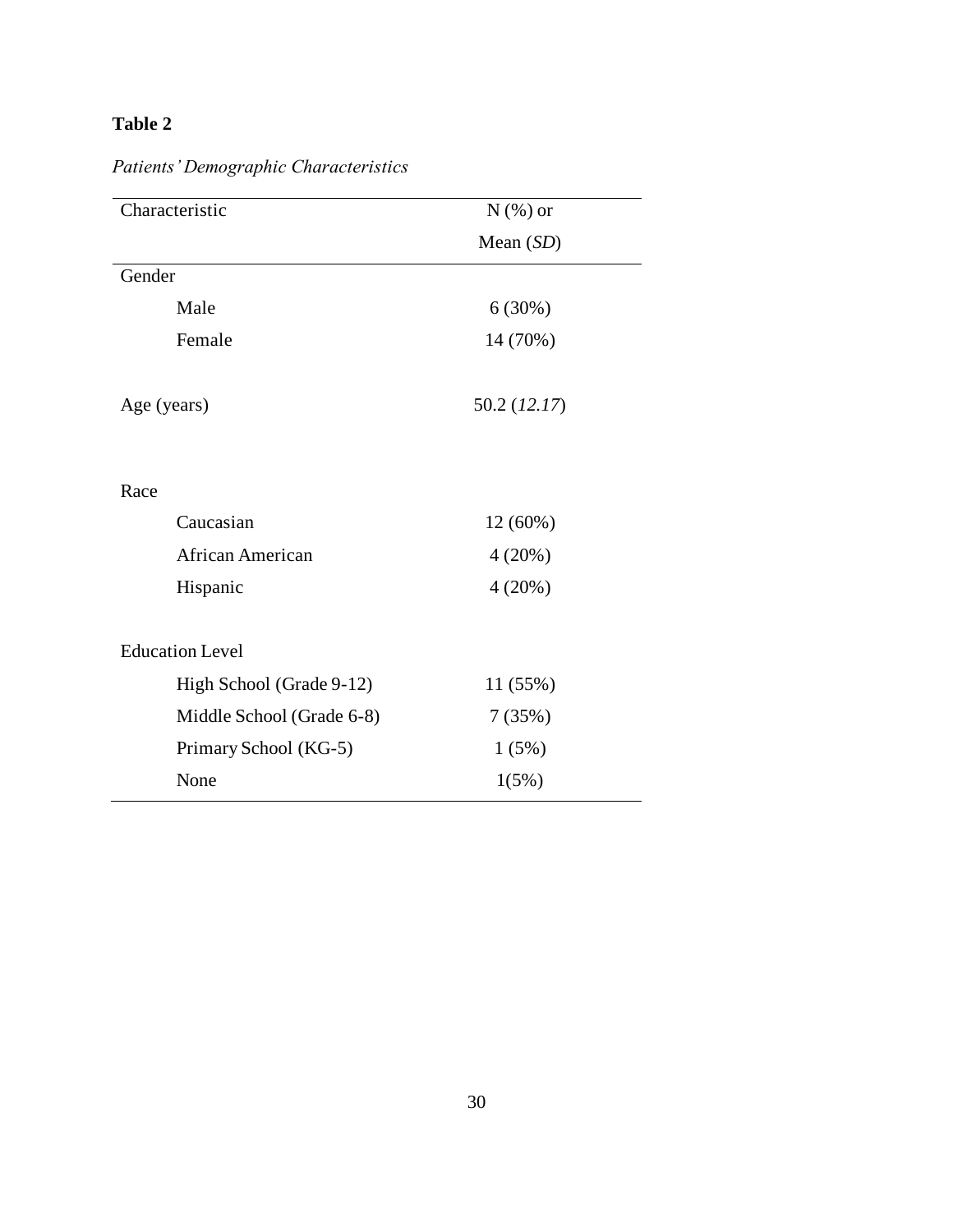**Table 2**

*Patients' Demographic Characteristics*

| Characteristic | N (%) or Mean (*SD*) |
|---|---|
| Gender | |
| Male | 6 (30%) |
| Female | 14 (70%) |
| Age (years) | 50.2 (*12.17*) |
| Race | |
| Caucasian | 12 (60%) |
| African American | 4 (20%) |
| Hispanic | 4 (20%) |
| Education Level | |
| High School (Grade 9-12) | 11 (55%) |
| Middle School (Grade 6-8) | 7 (35%) |
| Primary School (KG-5) | 1 (5%) |
| None | 1(5%) |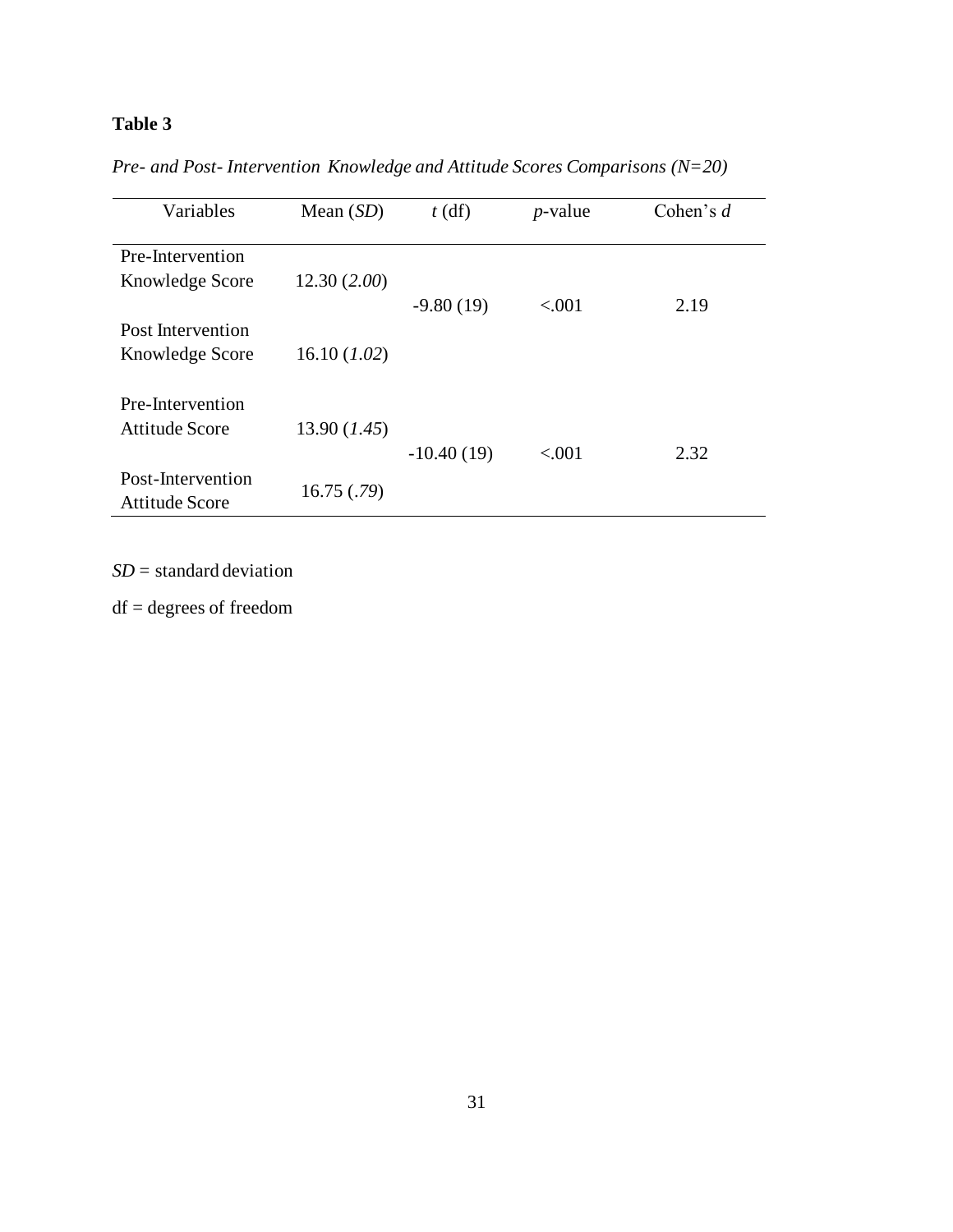**Table 3**

*Pre- and Post- Intervention Knowledge and Attitude Scores Comparisons (N=20)*

| Variables | Mean (*SD*) | *t* (df) | *p*-value | Cohen's *d* |
|---|---|---|---|---|
| Pre-Intervention Knowledge Score | 12.30 (*2.00*) | -9.80 (19) | <.001 | 2.19 |
| Post Intervention Knowledge Score | 16.10 (*1.02*) | | | |
| Pre-Intervention Attitude Score | 13.90 (*1.45*) | -10.40 (19) | <.001 | 2.32 |
| Post-Intervention Attitude Score | 16.75 (*.79*) | | | |

*SD* = standard deviation

df = degrees of freedom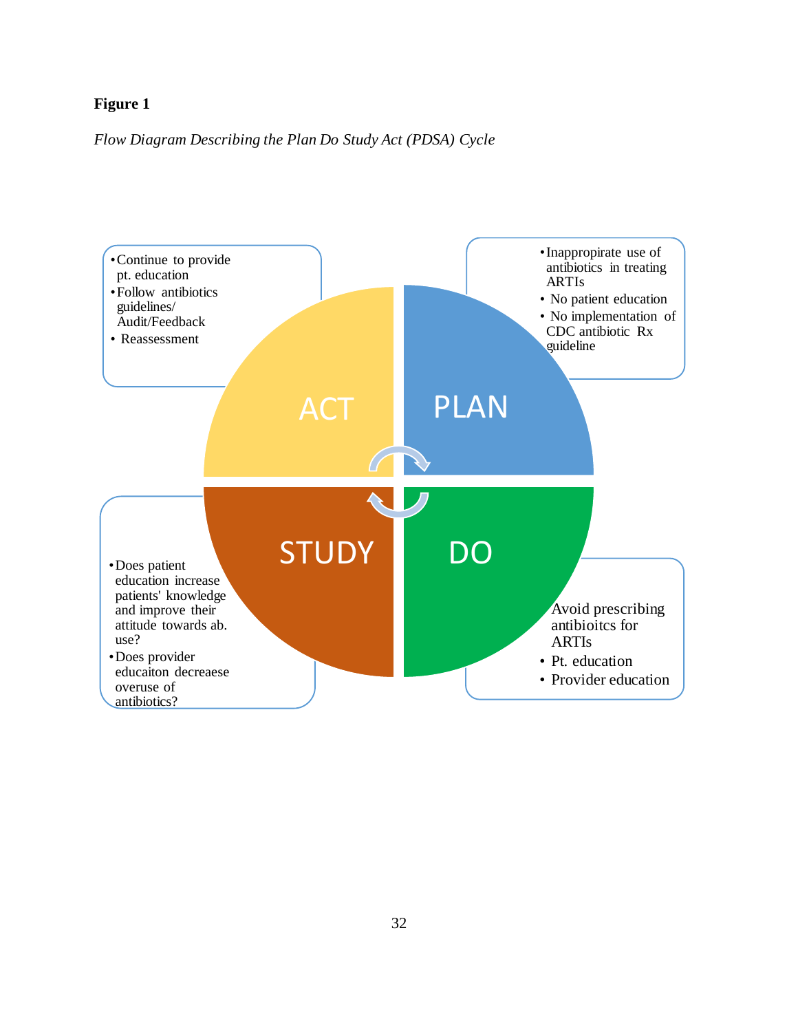**Figure 1**

*Flow Diagram Describing the Plan Do Study Act (PDSA) Cycle*

**PLAN**

- Inappropirate use of antibiotics in treating ARTIs
- No patient education
- No implementation of CDC antibiotic Rx guideline

**DO**

Avoid prescribing antibioitcs for ARTIs

- Pt. education
- Provider education

**STUDY**

- Does patient education increase patients' knowledge and improve their attitude towards ab. use?
- Does provider educaiton decreaese overuse of antibiotics?

**ACT**

- Continue to provide pt. education
- Follow antibiotics guidelines/ Audit/Feedback
- Reassessment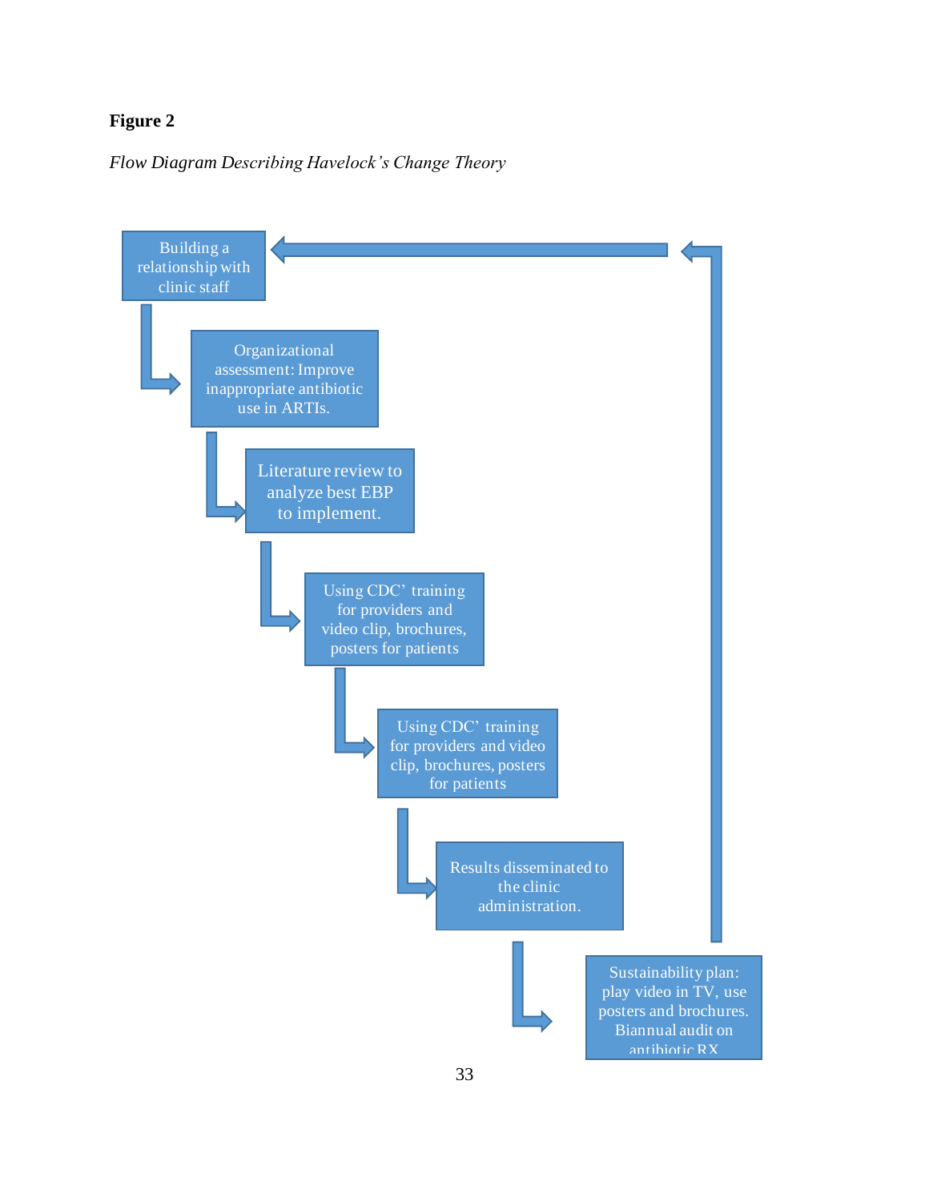**Figure 2**

*Flow Diagram Describing Havelock's Change Theory*

Building a relationship with clinic staff

Organizational assessment: Improve inappropriate antibiotic use in ARTIs.

Literature review to analyze best EBP to implement.

Using CDC' training for providers and video clip, brochures, posters for patients

Using CDC' training for providers and video clip, brochures, posters for patients

Results disseminated to the clinic administration.

Sustainability plan: play video in TV, use posters and brochures. Biannual audit on antibiotic RX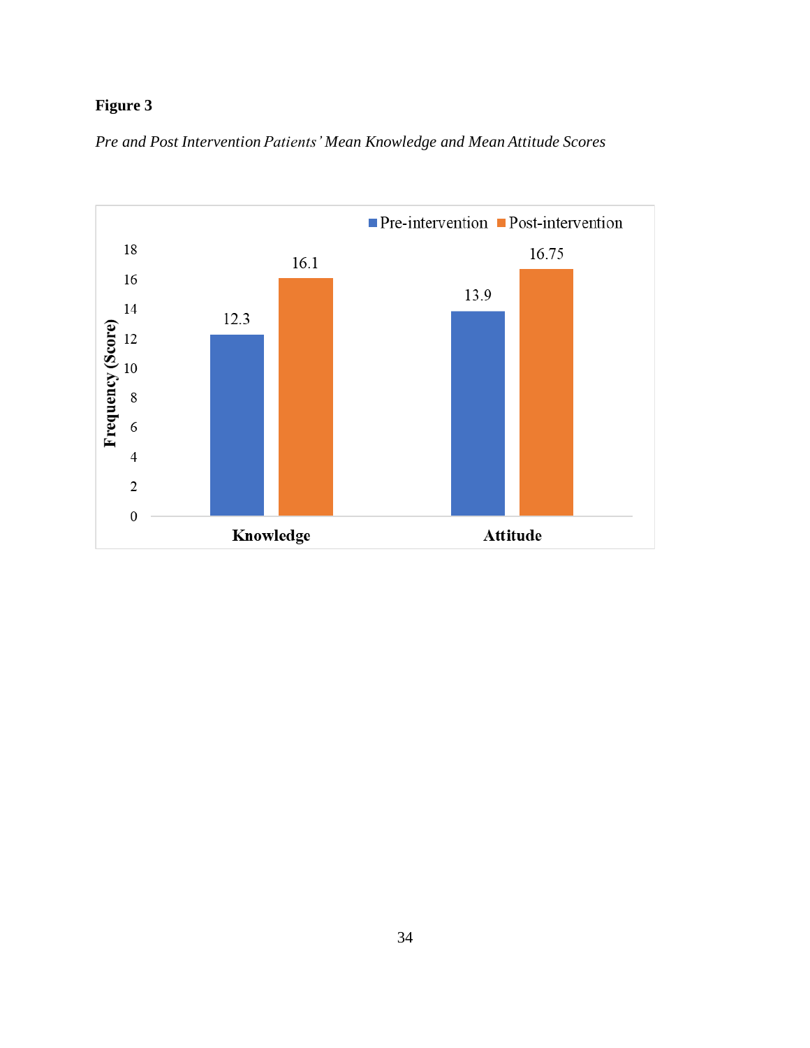**Figure 3**

*Pre and Post Intervention Patients' Mean Knowledge and Mean Attitude Scores*

| | Pre-intervention | Post-intervention |
|---|---|---|
| Knowledge | 12.3 | 16.1 |
| Attitude | 13.9 | 16.75 |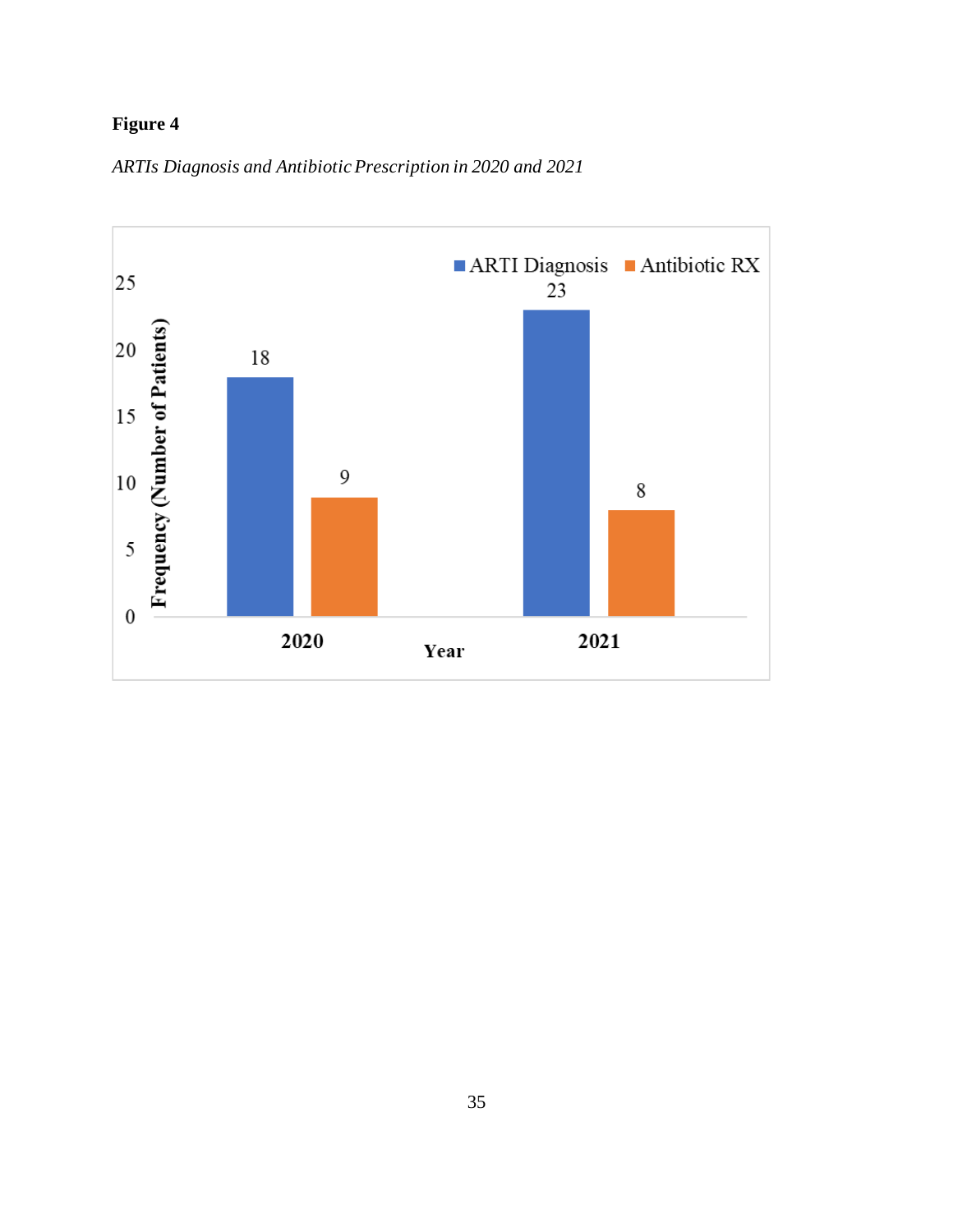**Figure 4**

*ARTIs Diagnosis and Antibiotic Prescription in 2020 and 2021*

| Year | ARTI Diagnosis | Antibiotic RX |
|---|---|---|
| 2020 | 18 | 9 |
| 2021 | 23 | 8 |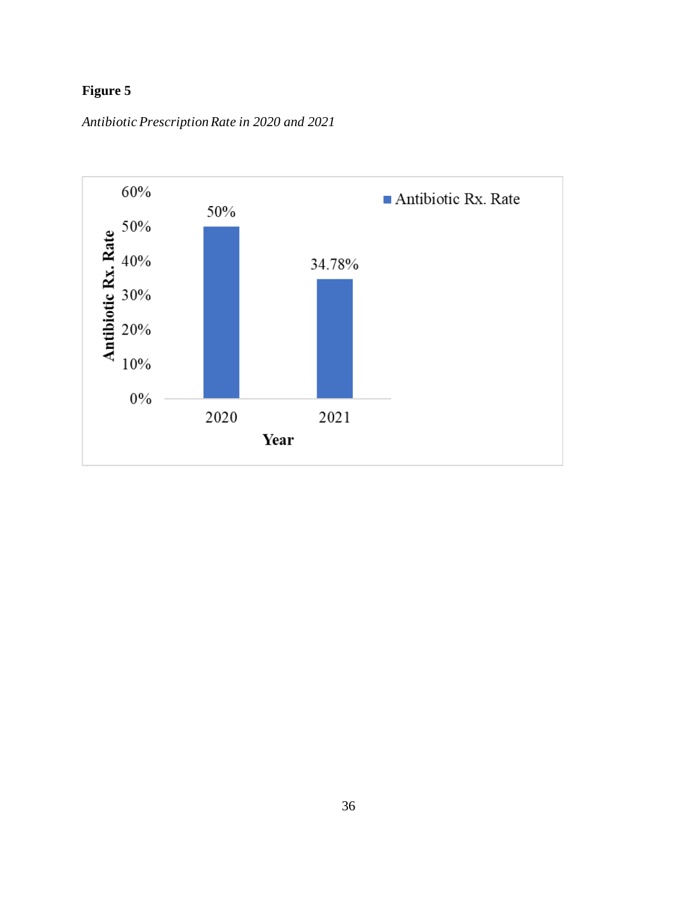**Figure 5**

*Antibiotic Prescription Rate in 2020 and 2021*

| Year | Antibiotic Rx. Rate |
|---|---|
| 2020 | 50% |
| 2021 | 34.78% |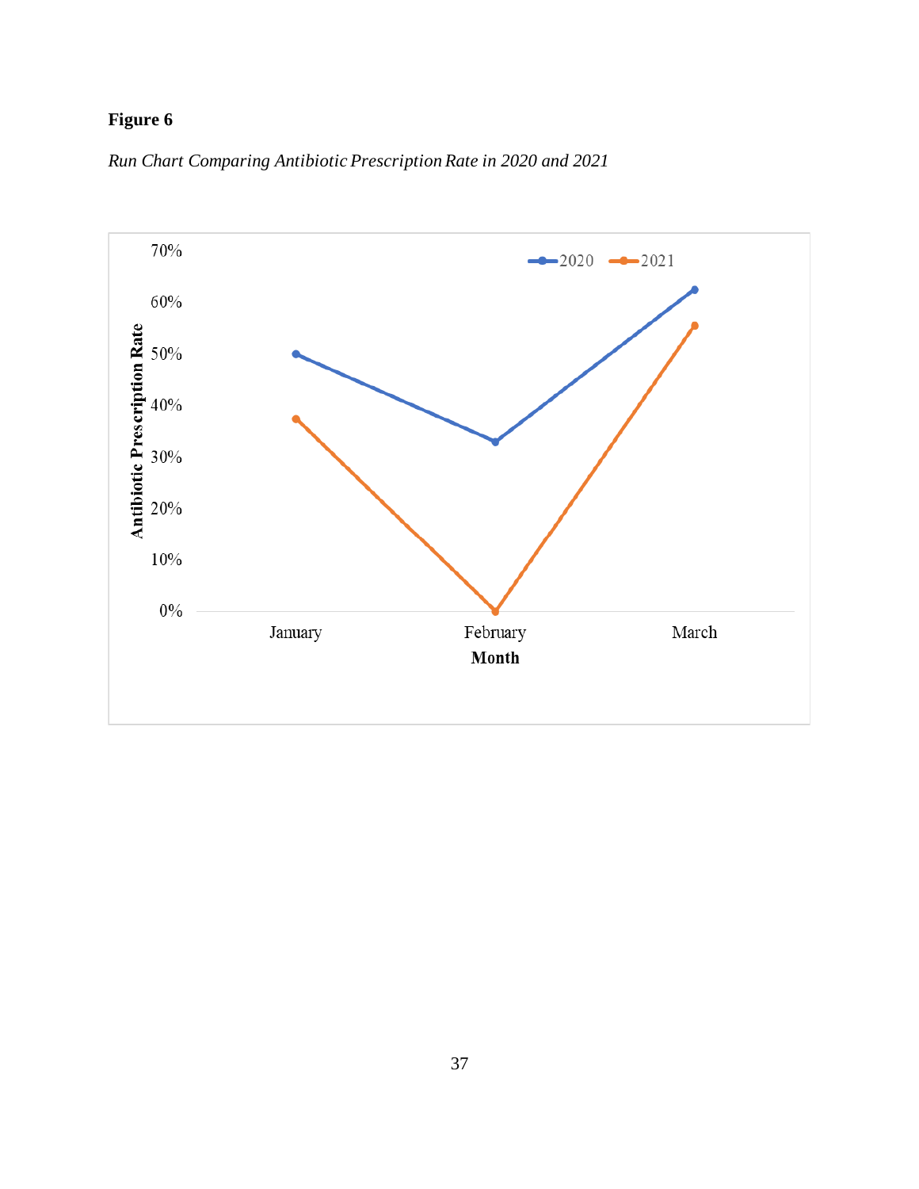**Figure 6**

*Run Chart Comparing Antibiotic Prescription Rate in 2020 and 2021*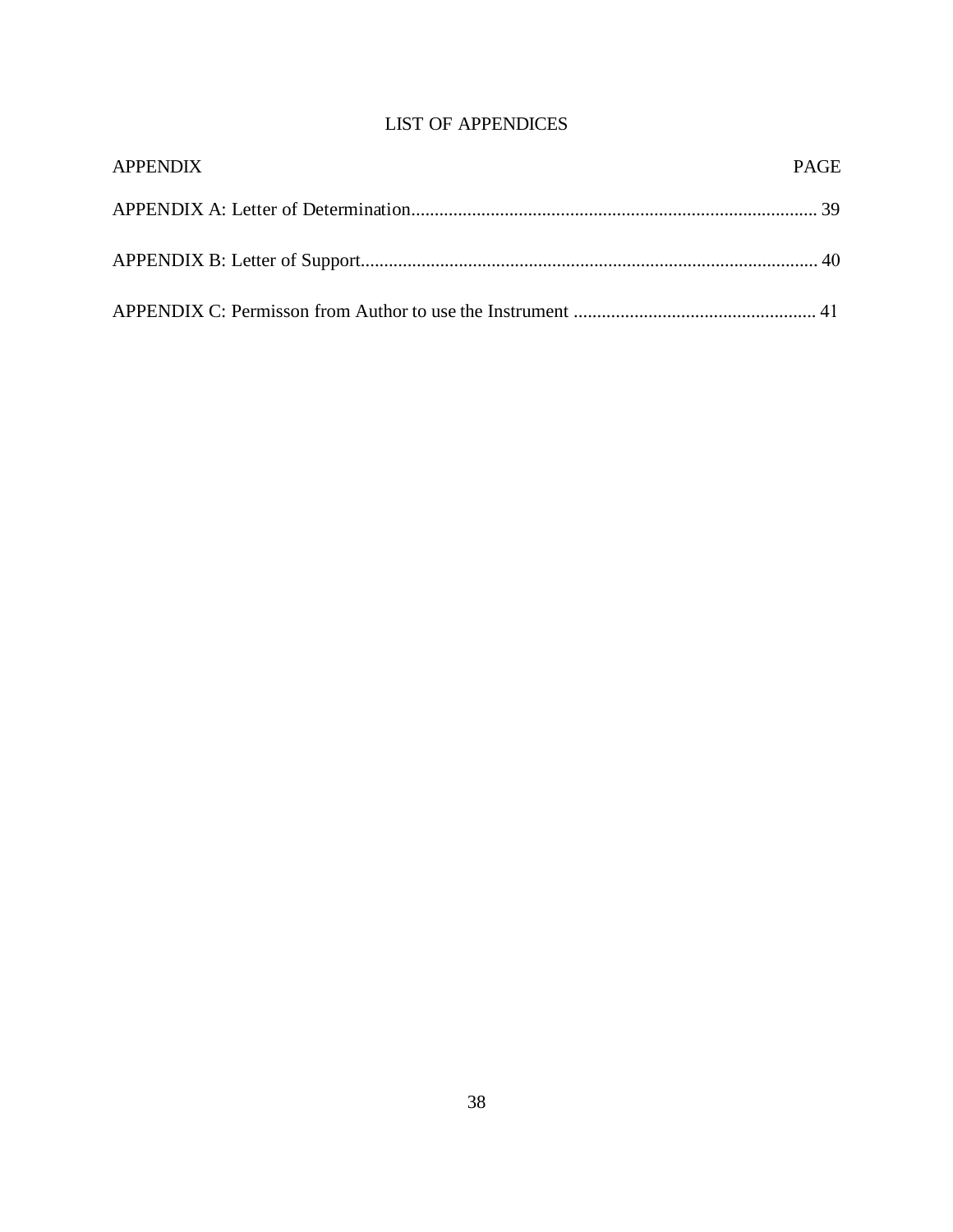# LIST OF APPENDICES

| APPENDIX | PAGE |
| --- | --- |
| APPENDIX A: Letter of Determination | 39 |
| APPENDIX B: Letter of Support | 40 |
| APPENDIX C: Permisson from Author to use the Instrument | 41 |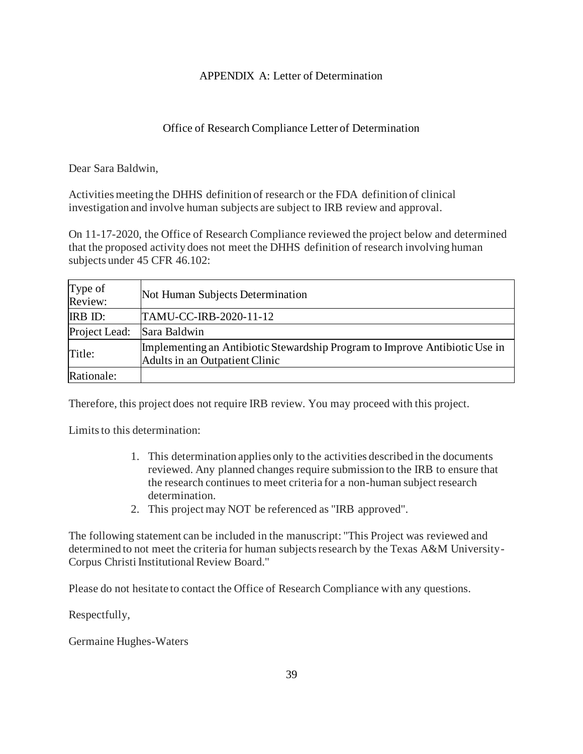## APPENDIX A: Letter of Determination

### Office of Research Compliance Letter of Determination

Dear Sara Baldwin,

Activities meeting the DHHS definition of research or the FDA definition of clinical investigation and involve human subjects are subject to IRB review and approval.

On 11-17-2020, the Office of Research Compliance reviewed the project below and determined that the proposed activity does not meet the DHHS definition of research involving human subjects under 45 CFR 46.102:

| Type of Review: | Not Human Subjects Determination |
|---|---|
| IRB ID: | TAMU-CC-IRB-2020-11-12 |
| Project Lead: | Sara Baldwin |
| Title: | Implementing an Antibiotic Stewardship Program to Improve Antibiotic Use in Adults in an Outpatient Clinic |
| Rationale: | |

Therefore, this project does not require IRB review. You may proceed with this project.

Limits to this determination:

1. This determination applies only to the activities described in the documents reviewed. Any planned changes require submission to the IRB to ensure that the research continues to meet criteria for a non-human subject research determination.
2. This project may NOT be referenced as "IRB approved".

The following statement can be included in the manuscript: "This Project was reviewed and determined to not meet the criteria for human subjects research by the Texas A&M University-Corpus Christi Institutional Review Board."

Please do not hesitate to contact the Office of Research Compliance with any questions.

Respectfully,

Germaine Hughes-Waters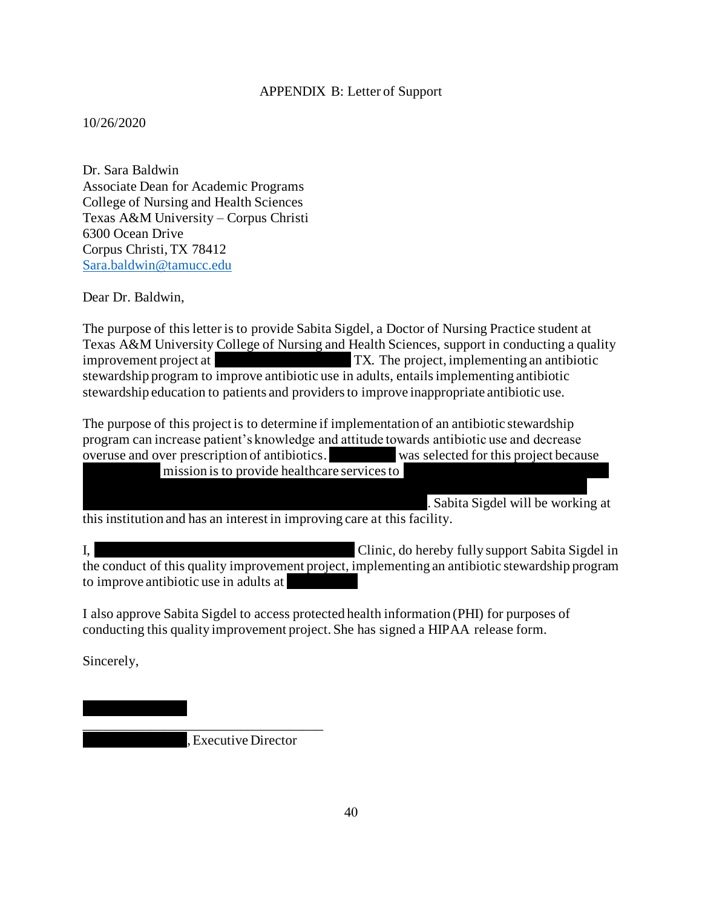APPENDIX B: Letter of Support

10/26/2020

Dr. Sara Baldwin  
Associate Dean for Academic Programs  
College of Nursing and Health Sciences  
Texas A&M University – Corpus Christi  
6300 Ocean Drive  
Corpus Christi, TX 78412  
Sara.baldwin@tamucc.edu

Dear Dr. Baldwin,

The purpose of this letter is to provide Sabita Sigdel, a Doctor of Nursing Practice student at Texas A&M University College of Nursing and Health Sciences, support in conducting a quality improvement project at [REDACTED] TX. The project, implementing an antibiotic stewardship program to improve antibiotic use in adults, entails implementing antibiotic stewardship education to patients and providers to improve inappropriate antibiotic use.

The purpose of this project is to determine if implementation of an antibiotic stewardship program can increase patient's knowledge and attitude towards antibiotic use and decrease overuse and over prescription of antibiotics. [REDACTED] was selected for this project because [REDACTED] mission is to provide healthcare services to [REDACTED]. Sabita Sigdel will be working at this institution and has an interest in improving care at this facility.

I, [REDACTED] Clinic, do hereby fully support Sabita Sigdel in the conduct of this quality improvement project, implementing an antibiotic stewardship program to improve antibiotic use in adults at [REDACTED]

I also approve Sabita Sigdel to access protected health information (PHI) for purposes of conducting this quality improvement project. She has signed a HIPAA release form.

Sincerely,

[REDACTED]

\_\_\_\_\_\_\_\_\_\_\_\_\_\_\_\_\_\_\_\_\_\_\_\_\_\_\_\_\_\_\_\_\_\_\_

[REDACTED], Executive Director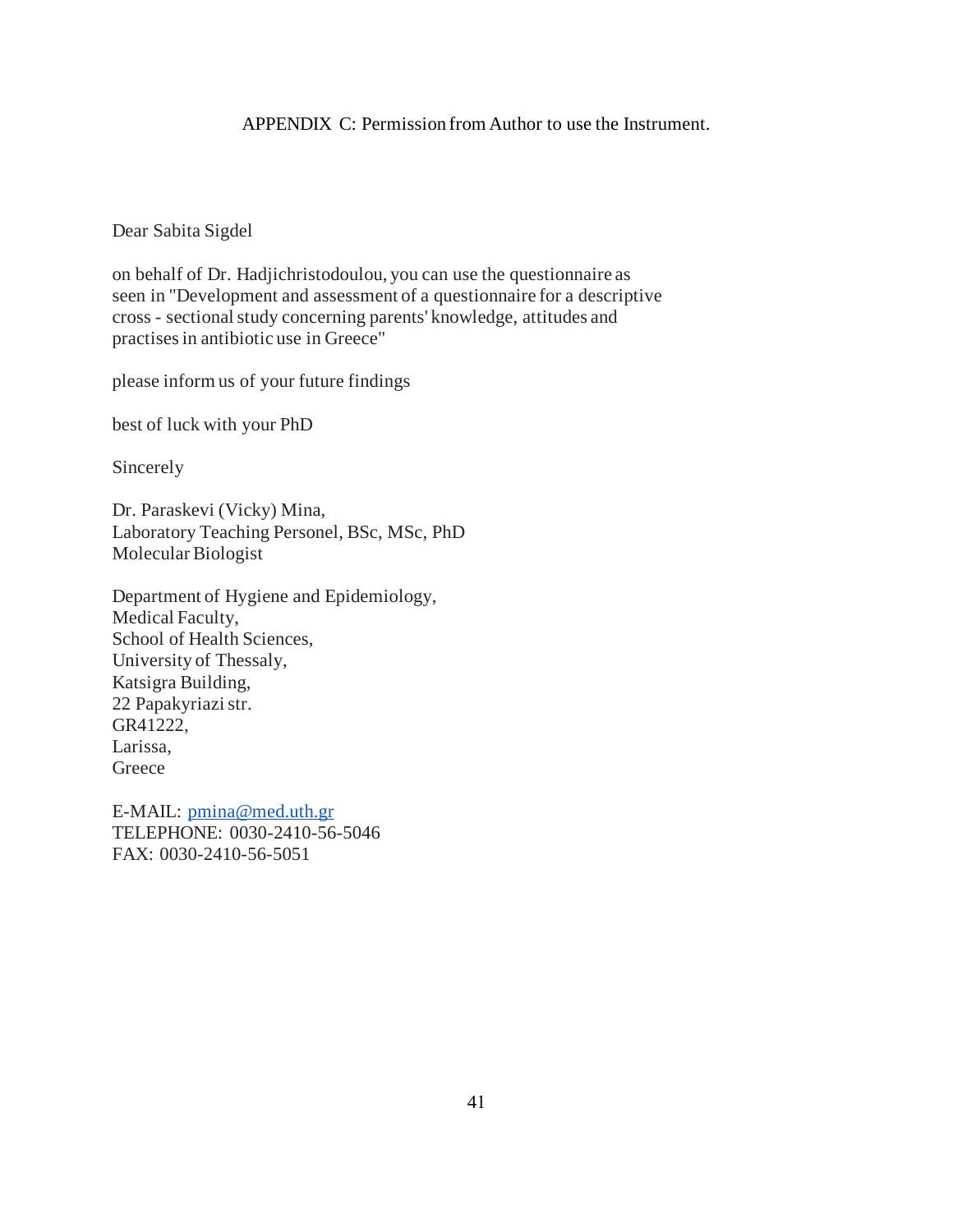APPENDIX C: Permission from Author to use the Instrument.

Dear Sabita Sigdel

on behalf of Dr. Hadjichristodoulou, you can use the questionnaire as seen in "Development and assessment of a questionnaire for a descriptive cross - sectional study concerning parents' knowledge, attitudes and practises in antibiotic use in Greece"

please inform us of your future findings

best of luck with your PhD

Sincerely

Dr. Paraskevi (Vicky) Mina,  
Laboratory Teaching Personel, BSc, MSc, PhD  
Molecular Biologist

Department of Hygiene and Epidemiology,  
Medical Faculty,  
School of Health Sciences,  
University of Thessaly,  
Katsigra Building,  
22 Papakyriazi str.  
GR41222,  
Larissa,  
Greece

E-MAIL: pmina@med.uth.gr  
TELEPHONE: 0030-2410-56-5046  
FAX: 0030-2410-56-5051